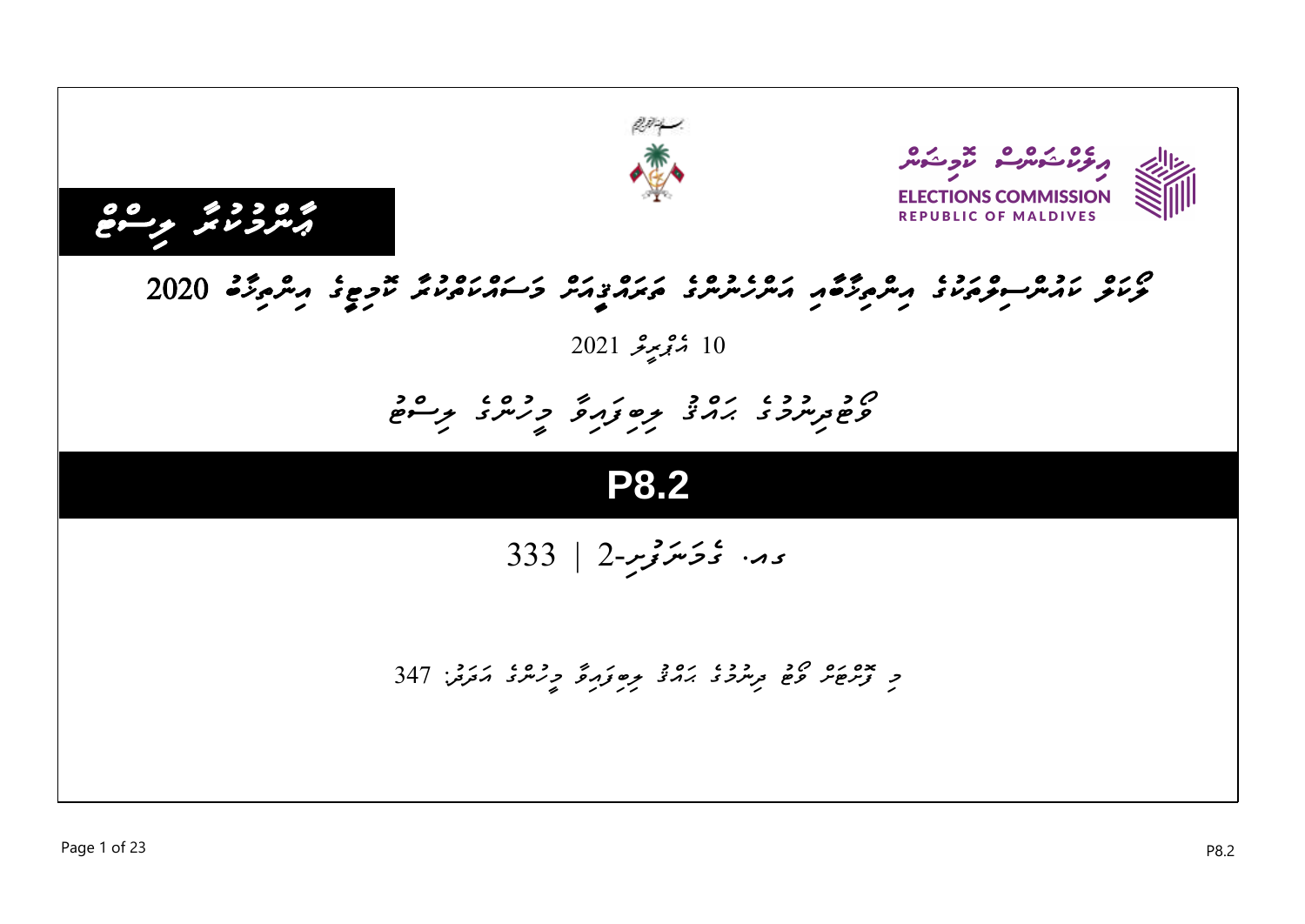ELECTIONS COMMISSION
REPUBLIC OF MALDIVES

ފޯމު ނަމްބަރު

# ލޯކަލް ކައުންސިލްތަކުގެ އިންތިޚާބާއި އަންހެނުންގެ ތަރައްޤީއަށް މަސައްކަތްކުރާ ކޮމިޓީގެ އިންތިޚާބު 2020

10 އޭޕްރީލް 2021

ވޯޓުދިނުމުގެ ހައްޤު ލިބިފައިވާ މީހުންގެ ލިސްޓު

# P8.2

ގއ. ގެމަނަފުށި-2 | 333

މި ފޯމުގައި ވޯޓު ދިނުމުގެ ހައްޤު ލިބިފައިވާ މީހުންގެ އަދަދު: 347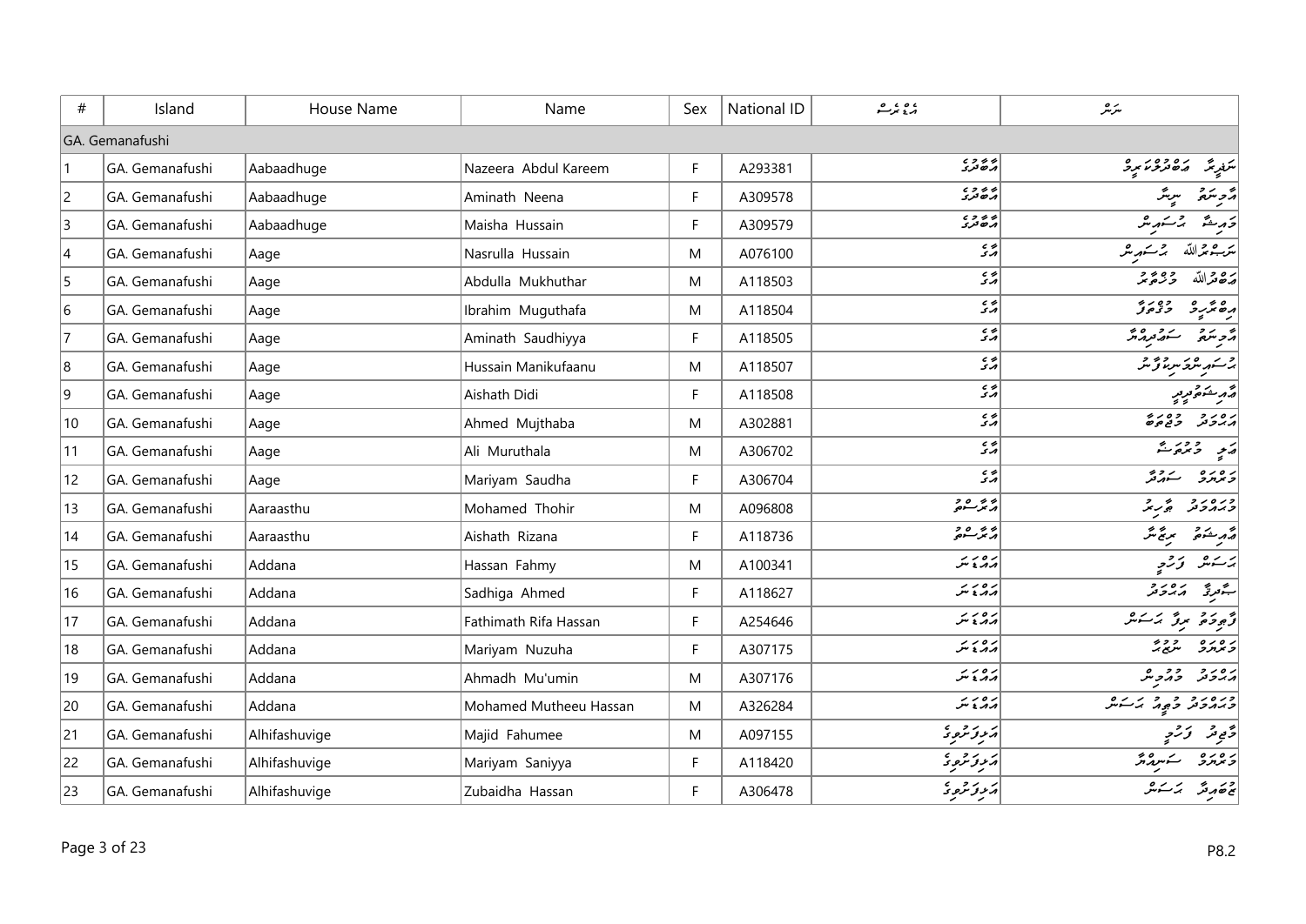| # | Island | House Name | Name | Sex | National ID | ގެއެގެ ނަން | ނަން |
|---|---|---|---|---|---|---|---|
| GA. Gemanafushi | | | | | | | |
| 1 | GA. Gemanafushi | Aabaadhuge | Nazeera Abdul Kareem | F | A293381 | އާބާދުގެ | ނަޒީރާ އަބްދުލްކަރީމް |
| 2 | GA. Gemanafushi | Aabaadhuge | Aminath Neena | F | A309578 | އާބާދުގެ | އާމިނަތު ނީނާ |
| 3 | GA. Gemanafushi | Aabaadhuge | Maisha Hussain | F | A309579 | އާބާދުގެ | މައިޝާ ހުސައިން |
| 4 | GA. Gemanafushi | Aage | Nasrulla Hussain | M | A076100 | އާގެ | ނަސްރުﷲ ހުސައިން |
| 5 | GA. Gemanafushi | Aage | Abdulla Mukhuthar | M | A118503 | އާގެ | އަބްދުﷲ މުޚްތާރު |
| 6 | GA. Gemanafushi | Aage | Ibrahim Muguthafa | M | A118504 | އާގެ | އިބްރާހިމް މުގުތަފާ |
| 7 | GA. Gemanafushi | Aage | Aminath Saudhiyya | F | A118505 | އާގެ | އާމިނަތު ސައުދިއްޔާ |
| 8 | GA. Gemanafushi | Aage | Hussain Manikufaanu | M | A118507 | އާގެ | ހުސައިންމަނިކުފާނު |
| 9 | GA. Gemanafushi | Aage | Aishath Didi | F | A118508 | އާގެ | އާއިޝަތުދީދީ |
| 10 | GA. Gemanafushi | Aage | Ahmed Mujthaba | M | A302881 | އާގެ | އަޙްމަދު މުޖްތަބާ |
| 11 | GA. Gemanafushi | Aage | Ali Muruthala | M | A306702 | އާގެ | އަލި މުރުތަލާ |
| 12 | GA. Gemanafushi | Aage | Mariyam Saudha | F | A306704 | އާގެ | މަރިޔަމް ސައުދާ |
| 13 | GA. Gemanafushi | Aaraasthu | Mohamed Thohir | M | A096808 | އާރާސްތު | މުޙައްމަދު ޠާހިރު |
| 14 | GA. Gemanafushi | Aaraasthu | Aishath Rizana | F | A118736 | އާރާސްތު | އާއިޝަތު ރިޒާނާ |
| 15 | GA. Gemanafushi | Addana | Hassan Fahmy | M | A100341 | އައްޑަނަ | ހަސަން ފަހުމީ |
| 16 | GA. Gemanafushi | Addana | Sadhiga Ahmed | F | A118627 | އައްޑަނަ | ސާދިގާ އަޙްމަދު |
| 17 | GA. Gemanafushi | Addana | Fathimath Rifa Hassan | F | A254646 | އައްޑަނަ | ފާތިމަތު ރިފާ ހަސަން |
| 18 | GA. Gemanafushi | Addana | Mariyam Nuzuha | F | A307175 | އައްޑަނަ | މަރިޔަމް ނުޒުހާ |
| 19 | GA. Gemanafushi | Addana | Ahmadh Mu'umin | M | A307176 | އައްޑަނަ | އަޙްމަދު މުއުމިން |
| 20 | GA. Gemanafushi | Addana | Mohamed Mutheeu Hassan | M | A326284 | އައްޑަނަ | މުޙައްމަދު މުޠީޢު ހަސަން |
| 21 | GA. Gemanafushi | Alhifashuvige | Majid Fahumee | M | A097155 | އަލިފަށުވިގެ | މާޖިދު ފަހުމީ |
| 22 | GA. Gemanafushi | Alhifashuvige | Mariyam Saniyya | F | A118420 | އަލިފަށުވިގެ | މަރިޔަމް ސަނިއްޔާ |
| 23 | GA. Gemanafushi | Alhifashuvige | Zubaidha Hassan | F | A306478 | އަލިފަށުވިގެ | ޒުބައިދާ ހަސަން |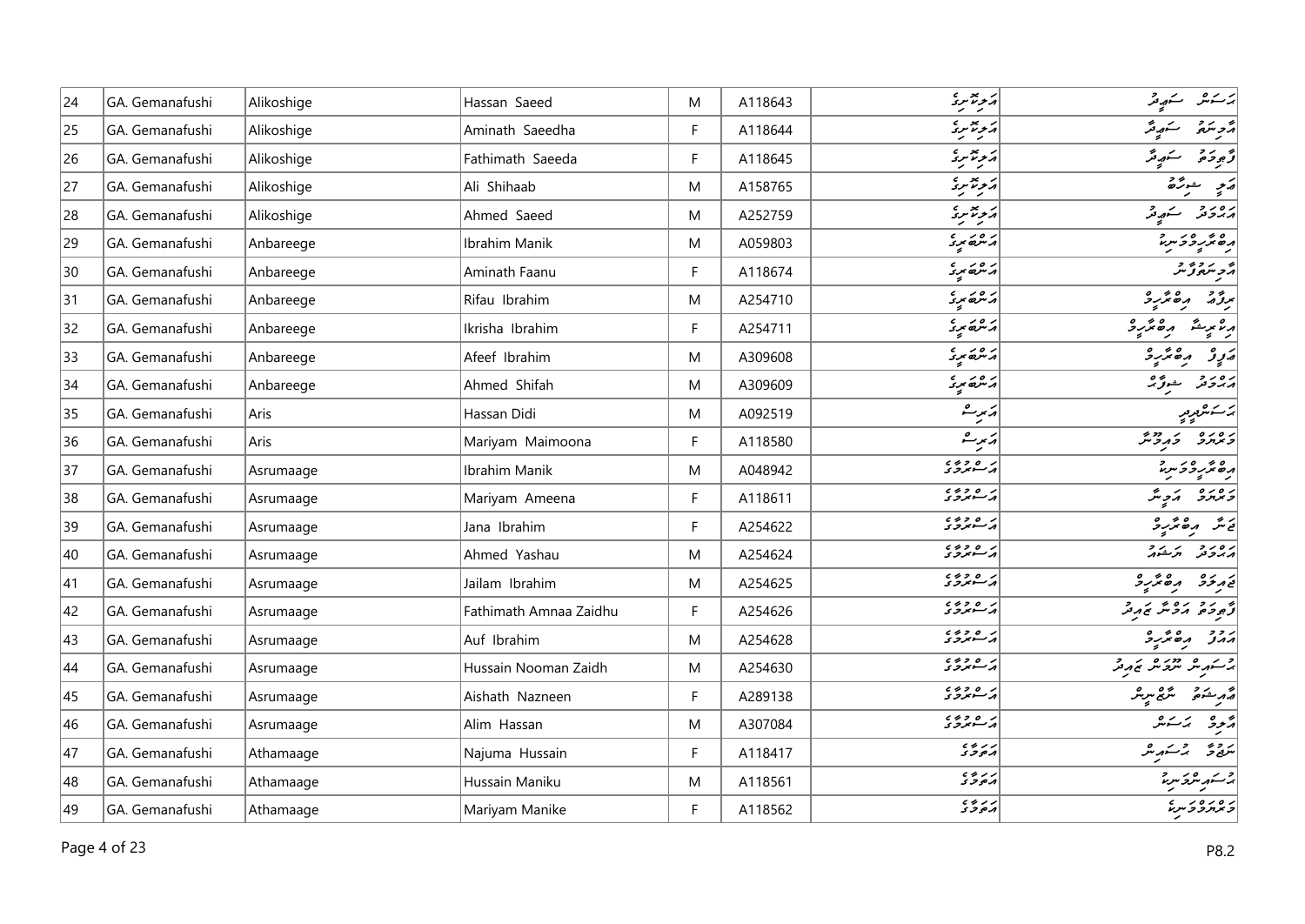| 24 | GA. Gemanafushi | Alikoshige | Hassan Saeed | M | A118643 | އަލިކޮށިގެ | ހަސަން ސަޢީދު |
|---|---|---|---|---|---|---|---|
| 25 | GA. Gemanafushi | Alikoshige | Aminath Saeedha | F | A118644 | އަލިކޮށިގެ | އާމިނަތު ސަޢީދާ |
| 26 | GA. Gemanafushi | Alikoshige | Fathimath Saeeda | F | A118645 | އަލިކޮށިގެ | ފާތިމަތު ސަޢީދާ |
| 27 | GA. Gemanafushi | Alikoshige | Ali Shihaab | M | A158765 | އަލިކޮށިގެ | އަލި ޝިހާބު |
| 28 | GA. Gemanafushi | Alikoshige | Ahmed Saeed | M | A252759 | އަލިކޮށިގެ | އަހުމަދު ސަޢީދު |
| 29 | GA. Gemanafushi | Anbareege | Ibrahim Manik | M | A059803 | އަނބަރީގެ | އިބްރާހީމްމަނިކު |
| 30 | GA. Gemanafushi | Anbareege | Aminath Faanu | F | A118674 | އަނބަރީގެ | އާމިނަތުފާނު |
| 31 | GA. Gemanafushi | Anbareege | Rifau Ibrahim | M | A254710 | އަނބަރީގެ | ރިފާއު އިބްރާހީމް |
| 32 | GA. Gemanafushi | Anbareege | Ikrisha Ibrahim | F | A254711 | އަނބަރީގެ | އިކްރިޝާ އިބްރާހީމް |
| 33 | GA. Gemanafushi | Anbareege | Afeef Ibrahim | M | A309608 | އަނބަރީގެ | އަފީފް އިބްރާހީމް |
| 34 | GA. Gemanafushi | Anbareege | Ahmed Shifah | M | A309609 | އަނބަރީގެ | އަހުމަދު ޝިފާހް |
| 35 | GA. Gemanafushi | Aris | Hassan Didi | M | A092519 | އަރިސް | ހަސަންދީދީ |
| 36 | GA. Gemanafushi | Aris | Mariyam Maimoona | F | A118580 | އަރިސް | މަރިޔަމް މައިމޫނާ |
| 37 | GA. Gemanafushi | Asrumaage | Ibrahim Manik | M | A048942 | އަސްރުމާގެ | އިބްރާހީމްމަނިކު |
| 38 | GA. Gemanafushi | Asrumaage | Mariyam Ameena | F | A118611 | އަސްރުމާގެ | މަރިޔަމް އަމީނާ |
| 39 | GA. Gemanafushi | Asrumaage | Jana Ibrahim | F | A254622 | އަސްރުމާގެ | ޖަނާ އިބްރާހީމް |
| 40 | GA. Gemanafushi | Asrumaage | Ahmed Yashau | M | A254624 | އަސްރުމާގެ | އަހުމަދު ޔަޝައު |
| 41 | GA. Gemanafushi | Asrumaage | Jailam Ibrahim | M | A254625 | އަސްރުމާގެ | ޖައިލަމް އިބްރާހީމް |
| 42 | GA. Gemanafushi | Asrumaage | Fathimath Amnaa Zaidhu | F | A254626 | އަސްރުމާގެ | ފާތިމަތު އަމްނާ ޒައިދު |
| 43 | GA. Gemanafushi | Asrumaage | Auf Ibrahim | M | A254628 | އަސްރުމާގެ | އައުފް އިބްރާހީމް |
| 44 | GA. Gemanafushi | Asrumaage | Hussain Nooman Zaidh | M | A254630 | އަސްރުމާގެ | ހުސައިން ނޫމަން ޒައިދު |
| 45 | GA. Gemanafushi | Asrumaage | Aishath Nazneen | F | A289138 | އަސްރުމާގެ | އާއިޝަތު ނާޒްނީން |
| 46 | GA. Gemanafushi | Asrumaage | Alim Hassan | M | A307084 | އަސްރުމާގެ | އާލިމް ހަސަން |
| 47 | GA. Gemanafushi | Athamaage | Najuma Hussain | F | A118417 | އަތަމާގެ | ނަޖުމާ ހުސައިން |
| 48 | GA. Gemanafushi | Athamaage | Hussain Maniku | M | A118561 | އަތަމާގެ | ހުސައިންމަނިކު |
| 49 | GA. Gemanafushi | Athamaage | Mariyam Manike | F | A118562 | އަތަމާގެ | މަރިޔަމްމަނިކެ |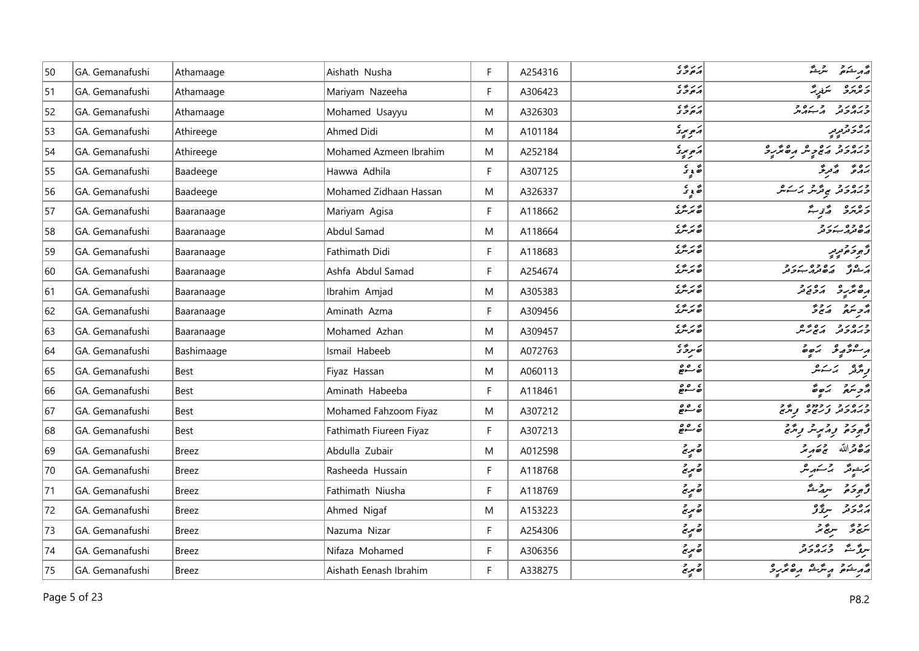| 50 | GA. Gemanafushi | Athamaage | Aishath Nusha | F | A254316 | އަތަމާގެ | އައިשަތު ނުשާ |
|---|---|---|---|---|---|---|---|
| 51 | GA. Gemanafushi | Athamaage | Mariyam Nazeeha | F | A306423 | އަތަމާގެ | މަރިޔަމް ނަޒީހާ |
| 52 | GA. Gemanafushi | Athamaage | Mohamed Usayyu | M | A326303 | އަތަމާގެ | މުހައްމަދު އުސައްޔު |
| 53 | GA. Gemanafushi | Athireege | Ahmed Didi | M | A101184 | އަތިރީގެ | އަހުމަދުދީދީ |
| 54 | GA. Gemanafushi | Athireege | Mohamed Azmeen Ibrahim | M | A252184 | އަތިރީގެ | މުހައްމަދު އަޒްމީން އިބްރާހީމް |
| 55 | GA. Gemanafushi | Baadeege | Hawwa Adhila | F | A307125 | ބާދީގެ | ހައްވާ އާދިލާ |
| 56 | GA. Gemanafushi | Baadeege | Mohamed Zidhaan Hassan | M | A326337 | ބާދީގެ | މުހައްމަދު ޒިދާން ހަސަން |
| 57 | GA. Gemanafushi | Baaranaage | Mariyam Agisa | F | A118662 | ބާރަނާގެ | މަރިޔަމް އާގިސާ |
| 58 | GA. Gemanafushi | Baaranaage | Abdul Samad | M | A118664 | ބާރަނާގެ | އަބްދުލްސަމަދު |
| 59 | GA. Gemanafushi | Baaranaage | Fathimath Didi | F | A118683 | ބާރަނާގެ | ފާތިމަތުދީދީ |
| 60 | GA. Gemanafushi | Baaranaage | Ashfa Abdul Samad | F | A254674 | ބާރަނާގެ | އަשްފާ އަބްދުލްސަމަދު |
| 61 | GA. Gemanafushi | Baaranaage | Ibrahim Amjad | M | A305383 | ބާރަނާގެ | އިބްރާހީމް އަމްޖަދު |
| 62 | GA. Gemanafushi | Baaranaage | Aminath Azma | F | A309456 | ބާރަނާގެ | އާމިނަތު އަޒްމާ |
| 63 | GA. Gemanafushi | Baaranaage | Mohamed Azhan | M | A309457 | ބާރަނާގެ | މުހައްމަދު އަޒްހާން |
| 64 | GA. Gemanafushi | Bashimaage | Ismail Habeeb | M | A072763 | ބަשިމާގެ | އިސްމާއިލް ހަބީބް |
| 65 | GA. Gemanafushi | Best | Fiyaz Hassan | M | A060113 | ބެސްޓް | ފިޔާޒް ހަސަން |
| 66 | GA. Gemanafushi | Best | Aminath Habeeba | F | A118461 | ބެސްޓް | އާމިނަތު ހަބީބާ |
| 67 | GA. Gemanafushi | Best | Mohamed Fahzoom Fiyaz | M | A307212 | ބެސްޓް | މުހައްމަދު ފަހްޒޫމް ފިޔާޒް |
| 68 | GA. Gemanafushi | Best | Fathimath Fiureen Fiyaz | F | A307213 | ބެސްޓް | ފާތިމަތު ފިއުރީން ފިޔާޒް |
| 69 | GA. Gemanafushi | Breez | Abdulla Zubair | M | A012598 | ބްރީޒް | އަބްދުﷲ ޒުބައިރު |
| 70 | GA. Gemanafushi | Breez | Rasheeda Hussain | F | A118768 | ބްރީޒް | ރަשީދާ ހުސައިން |
| 71 | GA. Gemanafushi | Breez | Fathimath Niusha | F | A118769 | ބްރީޒް | ފާތިމަތު ނިއުשާ |
| 72 | GA. Gemanafushi | Breez | Ahmed Nigaf | M | A153223 | ބްރީޒް | އަހުމަދު ނިގާފް |
| 73 | GA. Gemanafushi | Breez | Nazuma Nizar | F | A254306 | ބްރީޒް | ނަޒުމާ ނިޒާރު |
| 74 | GA. Gemanafushi | Breez | Nifaza Mohamed | F | A306356 | ބްރީޒް | ނިފާޒާ މުހައްމަދު |
| 75 | GA. Gemanafushi | Breez | Aishath Eenash Ibrahim | F | A338275 | ބްރީޒް | އައިשަތު އީނާשް އިބްރާހީމް |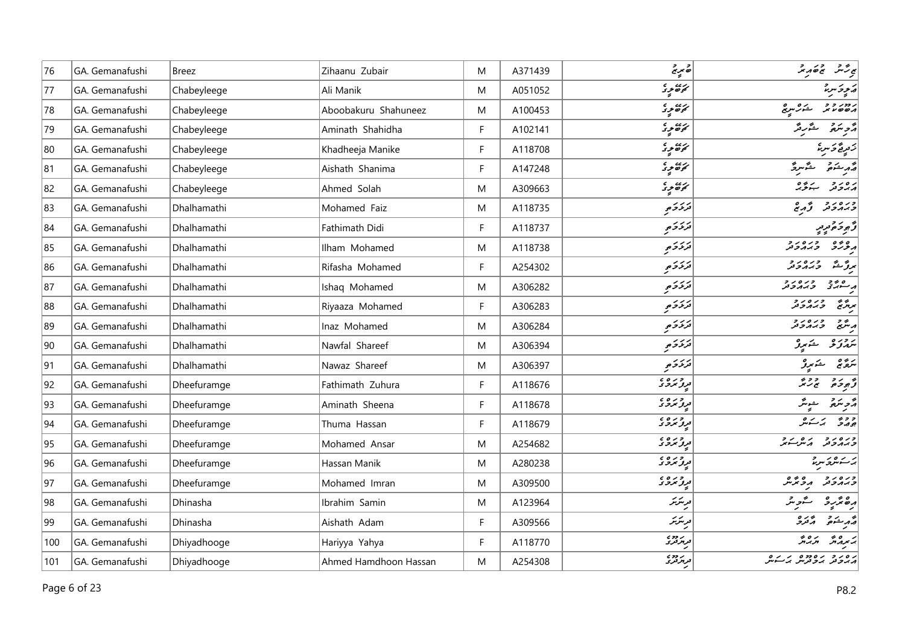| 76 | GA. Gemanafushi | Breez | Zihaanu Zubair | M | A371439 | ޞބިރީ | ޒިހާނު ޒުބައިރު |
|---|---|---|---|---|---|---|---|
| 77 | GA. Gemanafushi | Chabeyleege | Ali Manik | M | A051052 | ޗަބޭލީގެ | އަލިމަނިކު |
| 78 | GA. Gemanafushi | Chabeyleege | Aboobakuru Shahuneez | M | A100453 | ޗަބޭލީގެ | އަބޫބަކުރު ޝަހުނީޒް |
| 79 | GA. Gemanafushi | Chabeyleege | Aminath Shahidha | F | A102141 | ޗަބޭލީގެ | އާމިނަތު ޝާހިދާ |
| 80 | GA. Gemanafushi | Chabeyleege | Khadheeja Manike | F | A118708 | ޗަބޭލީގެ | ޚަދީޖާމަނިކެ |
| 81 | GA. Gemanafushi | Chabeyleege | Aishath Shanima | F | A147248 | ޗަބޭލީގެ | އާއިޝަތު ޝާނިމާ |
| 82 | GA. Gemanafushi | Chabeyleege | Ahmed Solah | M | A309663 | ޗަބޭލީގެ | އަޙްމަދު ޞަލާޙް |
| 83 | GA. Gemanafushi | Dhalhamathi | Mohamed Faiz | M | A118735 | ދަޅަމަތި | މުޙައްމަދު ފާއިޒު |
| 84 | GA. Gemanafushi | Dhalhamathi | Fathimath Didi | F | A118737 | ދަޅަމަތި | ފާތިމަތުދީދީ |
| 85 | GA. Gemanafushi | Dhalhamathi | Ilham Mohamed | M | A118738 | ދަޅަމަތި | އިލްހާމް މުޙައްމަދު |
| 86 | GA. Gemanafushi | Dhalhamathi | Rifasha Mohamed | F | A254302 | ދަޅަމަތި | ރިފާޝާ މުޙައްމަދު |
| 87 | GA. Gemanafushi | Dhalhamathi | Ishaq Mohamed | M | A306282 | ދަޅަމަތި | އިސްޙާޤު މުޙައްމަދު |
| 88 | GA. Gemanafushi | Dhalhamathi | Riyaaza Mohamed | F | A306283 | ދަޅަމަތި | ރިޔާޒާ މުޙައްމަދު |
| 89 | GA. Gemanafushi | Dhalhamathi | Inaz Mohamed | M | A306284 | ދަޅަމަތި | އިނާޒް މުޙައްމަދު |
| 90 | GA. Gemanafushi | Dhalhamathi | Nawfal Shareef | M | A306394 | ދަޅަމަތި | ނައުފަލް ޝަރީފު |
| 91 | GA. Gemanafushi | Dhalhamathi | Nawaz Shareef | M | A306397 | ދަޅަމަތި | ނަވާޒް ޝަރީފު |
| 92 | GA. Gemanafushi | Dheefuramge | Fathimath Zuhura | F | A118676 | ދީފުރަމްގެ | ފާތިމަތު ޒުހުރާ |
| 93 | GA. Gemanafushi | Dheefuramge | Aminath Sheena | F | A118678 | ދީފުރަމްގެ | އާމިނަތު ޝީނާ |
| 94 | GA. Gemanafushi | Dheefuramge | Thuma Hassan | F | A118679 | ދީފުރަމްގެ | ތުއްމާ ހަސަން |
| 95 | GA. Gemanafushi | Dheefuramge | Mohamed Ansar | M | A254682 | ދީފުރަމްގެ | މުޙައްމަދު އަންސަރު |
| 96 | GA. Gemanafushi | Dheefuramge | Hassan Manik | M | A280238 | ދީފުރަމްގެ | ހަސަންމަނިކު |
| 97 | GA. Gemanafushi | Dheefuramge | Mohamed Imran | M | A309500 | ދީފުރަމްގެ | މުޙައްމަދު އިމްރާން |
| 98 | GA. Gemanafushi | Dhinasha | Ibrahim Samin | M | A123964 | ދިނަޝަ | އިބްރާހީމް ސާމިން |
| 99 | GA. Gemanafushi | Dhinasha | Aishath Adam | F | A309566 | ދިނަޝަ | އާއިޝަތު އާދަމް |
| 100 | GA. Gemanafushi | Dhiyadhooge | Hariyya Yahya | F | A118770 | ދިޔަދޫގެ | ހަރިއްޔާ ޔަޙްޔާ |
| 101 | GA. Gemanafushi | Dhiyadhooge | Ahmed Hamdhoon Hassan | M | A254308 | ދިޔަދޫގެ | އަޙްމަދު ހަމްދޫން ހަސަން |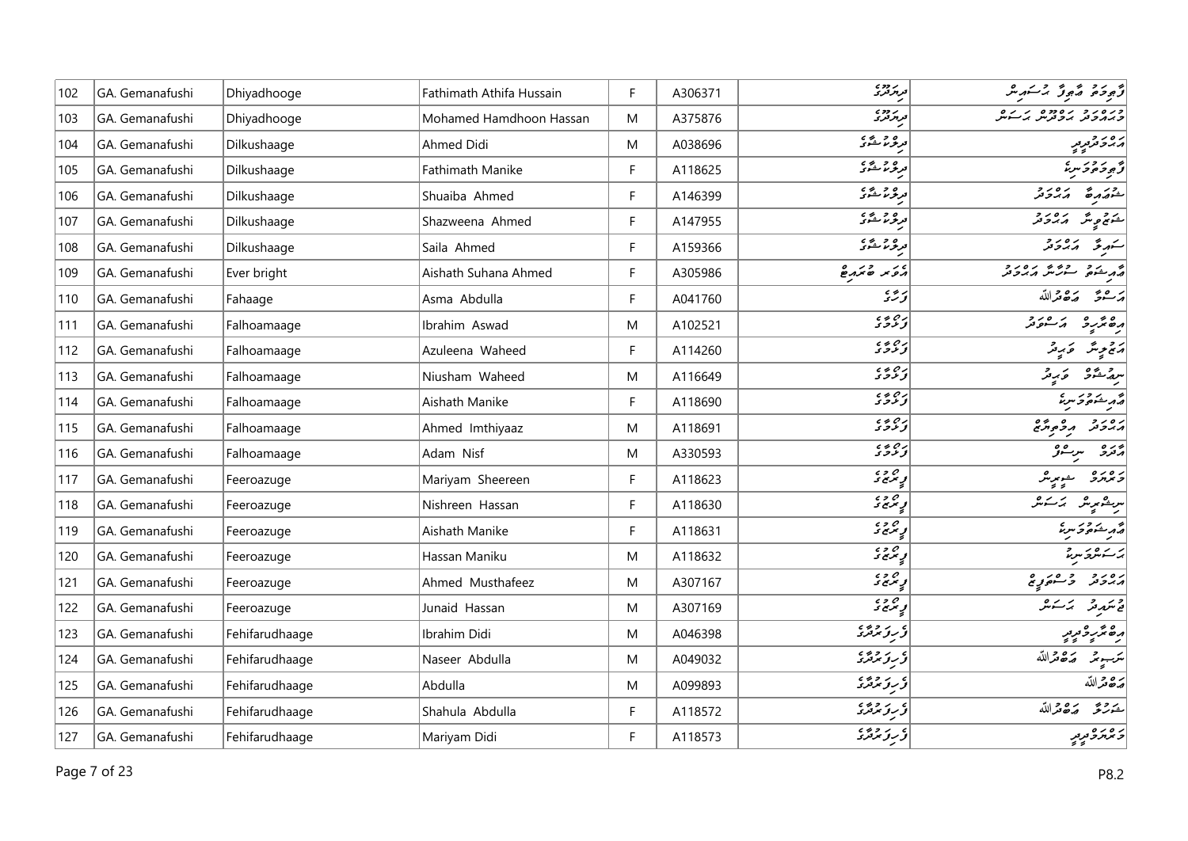| 102 | GA. Gemanafushi | Dhiyadhooge | Fathimath Athifa Hussain | F | A306371 | ދިޔަދޫގެ | ފާތިމަތު އާތިފާ ޙުސައިން |
|---|---|---|---|---|---|---|---|
| 103 | GA. Gemanafushi | Dhiyadhooge | Mohamed Hamdhoon Hassan | M | A375876 | ދިޔަދޫގެ | މުޙައްމަދު ޙަމްދޫން ޙަސަން |
| 104 | GA. Gemanafushi | Dilkushaage | Ahmed Didi | M | A038696 | ދިލްކުޝާގެ | އަޙްމަދުދީދީ |
| 105 | GA. Gemanafushi | Dilkushaage | Fathimath Manike | F | A118625 | ދިލްކުޝާގެ | ފާތިމަތުމަނިކެ |
| 106 | GA. Gemanafushi | Dilkushaage | Shuaiba Ahmed | F | A146399 | ދިލްކުޝާގެ | ޝުޢައިބާ އަޙްމަދު |
| 107 | GA. Gemanafushi | Dilkushaage | Shazweena Ahmed | F | A147955 | ދިލްކުޝާގެ | ޝަޒްވީނާ އަޙްމަދު |
| 108 | GA. Gemanafushi | Dilkushaage | Saila Ahmed | F | A159366 | ދިލްކުޝާގެ | ސައިލާ އަޙްމަދު |
| 109 | GA. Gemanafushi | Ever bright | Aishath Suhana Ahmed | F | A305986 | އެވަރ ބްރައިޓް | އާއިޝަތު ސުހާނާ އަޙްމަދު |
| 110 | GA. Gemanafushi | Fahaage | Asma Abdulla | F | A041760 | ފަހާގެ | އަސްމާ އަބްދުﷲ |
| 111 | GA. Gemanafushi | Falhoamaage | Ibrahim Aswad | M | A102521 | ފަޅޯމާގެ | އިބްރާހިމް އަސްވަދު |
| 112 | GA. Gemanafushi | Falhoamaage | Azuleena Waheed | F | A114260 | ފަޅޯމާގެ | އަޒުލީނާ ވަހީދު |
| 113 | GA. Gemanafushi | Falhoamaage | Niusham Waheed | M | A116649 | ފަޅޯމާގެ | ނިއުޝާމް ވަހީދު |
| 114 | GA. Gemanafushi | Falhoamaage | Aishath Manike | F | A118690 | ފަޅޯމާގެ | އާއިޝަތުމަނިކެ |
| 115 | GA. Gemanafushi | Falhoamaage | Ahmed Imthiyaaz | M | A118691 | ފަޅޯމާގެ | އަޙްމަދު އިމްތިޔާޒް |
| 116 | GA. Gemanafushi | Falhoamaage | Adam Nisf | M | A330593 | ފަޅޯމާގެ | އާދަމް ނިސްފު |
| 117 | GA. Gemanafushi | Feeroazuge | Mariyam Sheereen | F | A118623 | ފީރޯޒުގެ | މަރިޔަމް ޝީރީން |
| 118 | GA. Gemanafushi | Feeroazuge | Nishreen Hassan | F | A118630 | ފީރޯޒުގެ | ނިޝްރީން ޙަސަން |
| 119 | GA. Gemanafushi | Feeroazuge | Aishath Manike | F | A118631 | ފީރޯޒުގެ | އާއިޝަތުމަނިކެ |
| 120 | GA. Gemanafushi | Feeroazuge | Hassan Maniku | M | A118632 | ފީރޯޒުގެ | ޙަސަންމަނިކު |
| 121 | GA. Gemanafushi | Feeroazuge | Ahmed Musthafeez | M | A307167 | ފީރޯޒުގެ | އަޙްމަދު މުސްތަފީޒު |
| 122 | GA. Gemanafushi | Feeroazuge | Junaid Hassan | M | A307169 | ފީރޯޒުގެ | ޖުނައިދު ޙަސަން |
| 123 | GA. Gemanafushi | Fehifarudhaage | Ibrahim Didi | M | A046398 | ފެހިފަރުދާގެ | އިބްރާހީމްދީދީ |
| 124 | GA. Gemanafushi | Fehifarudhaage | Naseer Abdulla | M | A049032 | ފެހިފަރުދާގެ | ނަސީރު އަބްދުﷲ |
| 125 | GA. Gemanafushi | Fehifarudhaage | Abdulla | M | A099893 | ފެހިފަރުދާގެ | އަބްދުﷲ |
| 126 | GA. Gemanafushi | Fehifarudhaage | Shahula Abdulla | F | A118572 | ފެހިފަރުދާގެ | ޝަހުލާ އަބްދުﷲ |
| 127 | GA. Gemanafushi | Fehifarudhaage | Mariyam Didi | F | A118573 | ފެހިފަރުދާގެ | މަރިޔަމްދީދީ |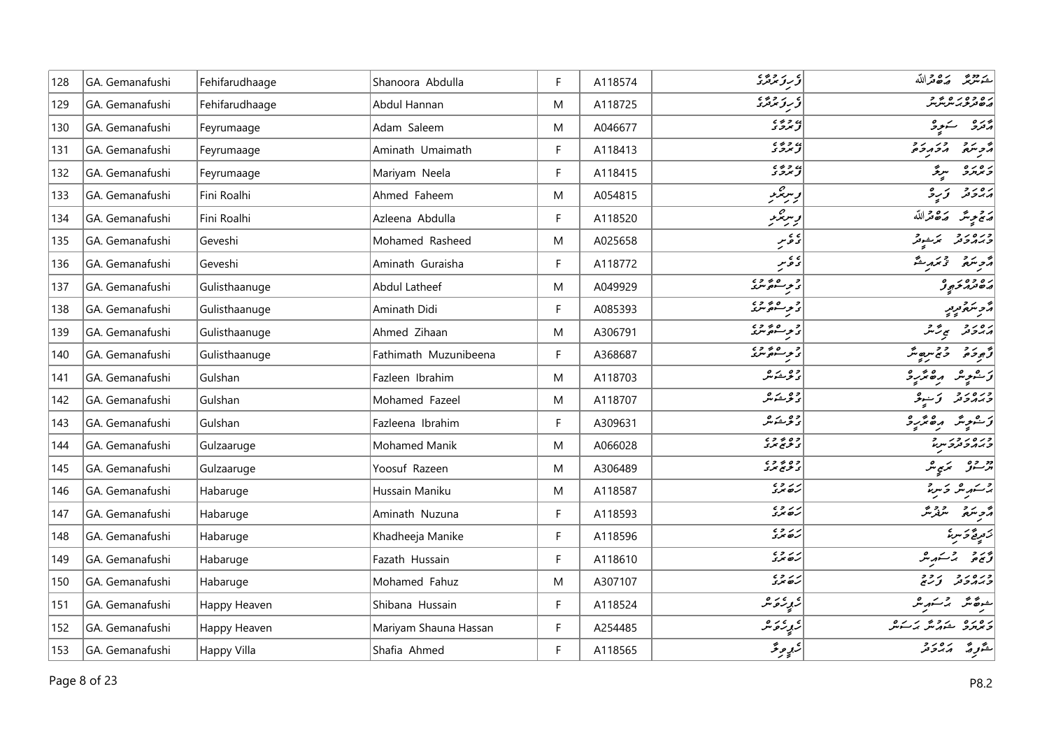| 128 | GA. Gemanafushi | Fehifarudhaage | Shanoora Abdulla | F | A118574 | ފެހިފަރުދާގެ | ޝަނޫރާ އަބްދުﷲ |
|---|---|---|---|---|---|---|---|
| 129 | GA. Gemanafushi | Fehifarudhaage | Abdul Hannan | M | A118725 | ފެހިފަރުދާގެ | އަބްދުލްހަންނާން |
| 130 | GA. Gemanafushi | Feyrumaage | Adam Saleem | M | A046677 | ފޭރުމާގެ | އާދަމް ސަލީމް |
| 131 | GA. Gemanafushi | Feyrumaage | Aminath Umaimath | F | A118413 | ފޭރުމާގެ | އާމިނަތު އުމައިމަތު |
| 132 | GA. Gemanafushi | Feyrumaage | Mariyam Neela | F | A118415 | ފޭރުމާގެ | މަރިޔަމް ނީލާ |
| 133 | GA. Gemanafushi | Fini Roalhi | Ahmed Faheem | M | A054815 | ފިނިރޯޅި | އަހުމަދު ފަހީމް |
| 134 | GA. Gemanafushi | Fini Roalhi | Azleena Abdulla | F | A118520 | ފިނިރޯޅި | އަޒްލީނާ އަބްދުﷲ |
| 135 | GA. Gemanafushi | Geveshi | Mohamed Rasheed | M | A025658 | ގެވެށި | މުހައްމަދު ރަޝީދު |
| 136 | GA. Gemanafushi | Geveshi | Aminath Guraisha | F | A118772 | ގެވެށި | އާމިނަތު ގުރައިޝާ |
| 137 | GA. Gemanafushi | Gulisthaanuge | Abdul Latheef | M | A049929 | ގުލިސްތާނުގެ | އަބްދުއްލަޠީފު |
| 138 | GA. Gemanafushi | Gulisthaanuge | Aminath Didi | F | A085393 | ގުލިސްތާނުގެ | އާމިނަތުދީދީ |
| 139 | GA. Gemanafushi | Gulisthaanuge | Ahmed Zihaan | M | A306791 | ގުލިސްތާނުގެ | އަހުމަދު ޒިހާން |
| 140 | GA. Gemanafushi | Gulisthaanuge | Fathimath Muzunibeena | F | A368687 | ގުލިސްތާނުގެ | ފާތިމަތު މުޒުނިބީނާ |
| 141 | GA. Gemanafushi | Gulshan | Fazleen Ibrahim | M | A118703 | ގުލްޝަން | ފަޟްލީން އިބްރާހީމް |
| 142 | GA. Gemanafushi | Gulshan | Mohamed Fazeel | M | A118707 | ގުލްޝަން | މުހައްމަދު ފަޟީލް |
| 143 | GA. Gemanafushi | Gulshan | Fazleena Ibrahim | F | A309631 | ގުލްޝަން | ފަޟްލީނާ އިބްރާހީމް |
| 144 | GA. Gemanafushi | Gulzaaruge | Mohamed Manik | M | A066028 | ގުލްޒާރުގެ | މުހައްމަދުމަނިކު |
| 145 | GA. Gemanafushi | Gulzaaruge | Yoosuf Razeen | M | A306489 | ގުލްޒާރުގެ | ޔޫސުފް ރަޒީން |
| 146 | GA. Gemanafushi | Habaruge | Hussain Maniku | M | A118587 | ހަބަރުގެ | ހުސައިން މަނިކު |
| 147 | GA. Gemanafushi | Habaruge | Aminath Nuzuna | F | A118593 | ހަބަރުގެ | އާމިނަތު ނުޒުނާ |
| 148 | GA. Gemanafushi | Habaruge | Khadheeja Manike | F | A118596 | ހަބަރުގެ | ޚަދީޖާމަނިކެ |
| 149 | GA. Gemanafushi | Habaruge | Fazath Hussain | F | A118610 | ހަބަރުގެ | ފާޒަތު ހުސައިން |
| 150 | GA. Gemanafushi | Habaruge | Mohamed Fahuz | M | A307107 | ހަބަރުގެ | މުހައްމަދު ފަހުޒު |
| 151 | GA. Gemanafushi | Happy Heaven | Shibana Hussain | F | A118524 | ހެޕީހެވަން | ޝިބާނާ ހުސައިން |
| 152 | GA. Gemanafushi | Happy Heaven | Mariyam Shauna Hassan | F | A254485 | ހެޕީހެވަން | މަރިޔަމް ޝައުނާ ހަސަން |
| 153 | GA. Gemanafushi | Happy Villa | Shafia Ahmed | F | A118565 | ހެޕީވިލާ | ޝާފިޔާ އަހުމަދު |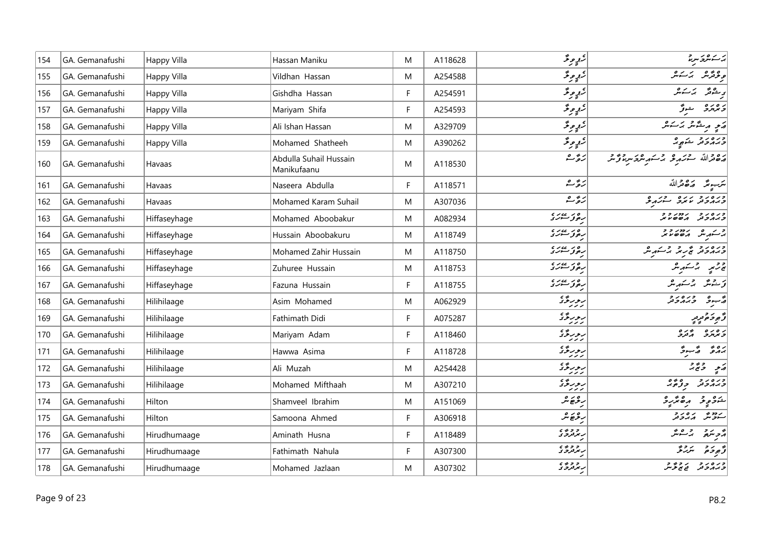| 154 | GA. Gemanafushi | Happy Villa | Hassan Maniku | M | A118628 | ހެޕީވިލާ | ހަސަންމަނިކު |
|---|---|---|---|---|---|---|---|
| 155 | GA. Gemanafushi | Happy Villa | Vildhan Hassan | M | A254588 | ހެޕީވިލާ | ވިލްދާން ހަސަން |
| 156 | GA. Gemanafushi | Happy Villa | Gishdha Hassan | F | A254591 | ހެޕީވިލާ | ގިޝްދާ ހަސަން |
| 157 | GA. Gemanafushi | Happy Villa | Mariyam Shifa | F | A254593 | ހެޕީވިލާ | މަރިޔަމް ޝިފާ |
| 158 | GA. Gemanafushi | Happy Villa | Ali Ishan Hassan | M | A329709 | ހެޕީވިލާ | އަލި އިޝާން ހަސަން |
| 159 | GA. Gemanafushi | Happy Villa | Mohamed Shatheeh | M | A390262 | ހެޕީވިލާ | މުހައްމަދު ޝަތީހު |
| 160 | GA. Gemanafushi | Havaas | Abdulla Suhail Hussain Manikufaanu | M | A118530 | ހަވާސް | އަބްދުﷲ ސުހައިލް ހުސައިންމަނިކުފާނު |
| 161 | GA. Gemanafushi | Havaas | Naseera Abdulla | F | A118571 | ހަވާސް | ނަސީރާ އަބްދުﷲ |
| 162 | GA. Gemanafushi | Havaas | Mohamed Karam Suhail | M | A307036 | ހަވާސް | މުހައްމަދު ކަރަމް ސުހައިލް |
| 163 | GA. Gemanafushi | Hiffaseyhage | Mohamed Aboobakur | M | A082934 | ހިއްފަސޭހަގެ | މުހައްމަދު އަބޫބަކުރު |
| 164 | GA. Gemanafushi | Hiffaseyhage | Hussain Aboobakuru | M | A118749 | ހިއްފަސޭހަގެ | ހުސައިން އަބޫބަކުރު |
| 165 | GA. Gemanafushi | Hiffaseyhage | Mohamed Zahir Hussain | M | A118750 | ހިއްފަސޭހަގެ | މުހައްމަދު ޒާހިރު ހުސައިން |
| 166 | GA. Gemanafushi | Hiffaseyhage | Zuhuree Hussain | M | A118753 | ހިއްފަސޭހަގެ | ޒުހުރީ ހުސައިން |
| 167 | GA. Gemanafushi | Hiffaseyhage | Fazuna Hussain | F | A118755 | ހިއްފަސޭހަގެ | ފަޒުނާ ހުސައިން |
| 168 | GA. Gemanafushi | Hilihilaage | Asim Mohamed | M | A062929 | ހިލިހިލާގެ | އާސިމް މުހައްމަދު |
| 169 | GA. Gemanafushi | Hilihilaage | Fathimath Didi | F | A075287 | ހިލިހިލާގެ | ފާތިމަތުދީދީ |
| 170 | GA. Gemanafushi | Hilihilaage | Mariyam Adam | F | A118460 | ހިލިހިލާގެ | މަރިޔަމް އާދަމް |
| 171 | GA. Gemanafushi | Hilihilaage | Hawwa Asima | F | A118728 | ހިލިހިލާގެ | ހައްވާ އާސިމާ |
| 172 | GA. Gemanafushi | Hilihilaage | Ali Muzah | M | A254428 | ހިލިހިލާގެ | އަލި މުޒާހު |
| 173 | GA. Gemanafushi | Hilihilaage | Mohamed Mifthaah | M | A307210 | ހިލިހިލާގެ | މުހައްމަދު މިފްތާހު |
| 174 | GA. Gemanafushi | Hilton | Shamveel Ibrahim | M | A151069 | ހިލްޓަން | ޝަމްވީލް އިބްރާހީމް |
| 175 | GA. Gemanafushi | Hilton | Samoona Ahmed | F | A306918 | ހިލްޓަން | ސަމޫނާ އަހްމަދު |
| 176 | GA. Gemanafushi | Hirudhumaage | Aminath Husna | F | A118489 | ހިރުދުމާގެ | އާމިނަތު ހުސްނާ |
| 177 | GA. Gemanafushi | Hirudhumaage | Fathimath Nahula | F | A307300 | ހިރުދުމާގެ | ފާތިމަތު ނަހުލާ |
| 178 | GA. Gemanafushi | Hirudhumaage | Mohamed Jazlaan | M | A307302 | ހިރުދުމާގެ | މުހައްމަދު ޖަޒްލާން |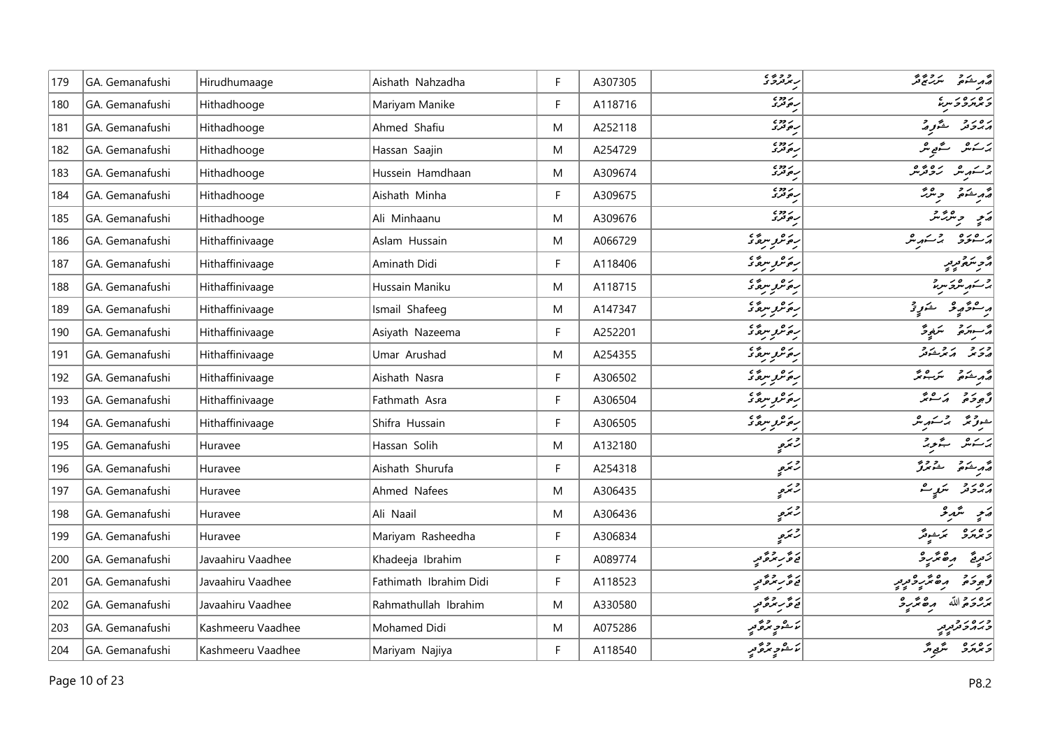| 179 | GA. Gemanafushi | Hirudhumaage | Aishath Nahzadha | F | A307305 | رِبُرْدُرُّدُ | ݞَمِرِشَمُ سَرُرُجَّتُرُ |
|---|---|---|---|---|---|---|---|
| 180 | GA. Gemanafushi | Hithadhooge | Mariyam Manike | F | A118716 | رِعُوتُرِیُ | وَبُرُمُرُوُ سِرِءُ |
| 181 | GA. Gemanafushi | Hithadhooge | Ahmed Shafiu | M | A252118 | رِعُوتُرِیُ | ݞَبُرُوَتُرُ شَوَّرِ |
| 182 | GA. Gemanafushi | Hithadhooge | Hassan Saajin | M | A254729 | رِعُوتُرِیُ | بَرَسَتَرُ سُنَّجِ سُرُ |
| 183 | GA. Gemanafushi | Hithadhooge | Hussein Hamdhaan | M | A309674 | رِعُوتُرِیُ | بُرُسَتَرِ سُرُ بَرَوُ تُرُسُرُ |
| 184 | GA. Gemanafushi | Hithadhooge | Aishath Minha | F | A309675 | رِعُوتُرِیُ | ݞَمِرِشَمُ وِسُرُدَ |
| 185 | GA. Gemanafushi | Hithadhooge | Ali Minhaanu | M | A309676 | رِعُوتُرِیُ | ݞَمِرِ وِسُرُدَّسُرُ |
| 186 | GA. Gemanafushi | Hithaffinivaage | Aslam Hussain | M | A066729 | رِعُوسُرُوِسِرِوَّیُ | ݞَسُوَّوُ بُرُسَتَرِ سُرُ |
| 187 | GA. Gemanafushi | Hithaffinivaage | Aminath Didi | F | A118406 | رِعُوسُرُوِسِرِوَّیُ | ݞَّوِسَرَجُ دِرِدِ |
| 188 | GA. Gemanafushi | Hithaffinivaage | Hussain Maniku | M | A118715 | رِعُوسُرُوِسِرِوَّیُ | بُرُسَتَرِ سُرُوَسِرِ |
| 189 | GA. Gemanafushi | Hithaffinivaage | Ismail Shafeeg | M | A147347 | رِعُوسُرُوِسِرِوَّیُ | ݞِسُوَّݞِوُ شَوَرِتُ |
| 190 | GA. Gemanafushi | Hithaffinivaage | Asiyath Nazeema | F | A252201 | رِعُوسُرُوِسِرِوَّیُ | ݞَّسِرَدَجُ سَرَبِوُّ |
| 191 | GA. Gemanafushi | Hithaffinivaage | Umar Arushad | M | A254355 | رِعُوسُرُوِسِرِوَّیُ | ݞُوَرَ ݞَبُرُشَوَتُرُ |
| 192 | GA. Gemanafushi | Hithaffinivaage | Aishath Nasra | F | A306502 | رِعُوسُرُوِسِرِوَّیُ | ݞَمِرِشَمُ سَرُبُسُرَ |
| 193 | GA. Gemanafushi | Hithaffinivaage | Fathmath Asra | F | A306504 | رِعُوسُرُوِسِرِوَّیُ | وُّجِوَجُ ݞَسُورَ |
| 194 | GA. Gemanafushi | Hithaffinivaage | Shifra Hussain | F | A306505 | رِعُوسُرُوِسِرِوَّیُ | شِوُرُّ بُرُسَتَرِ سُرُ |
| 195 | GA. Gemanafushi | Huravee | Hassan Solih | M | A132180 | رُبَرَوِ | بَرَسَتَرُ سِتُّورُ |
| 196 | GA. Gemanafushi | Huravee | Aishath Shurufa | F | A254318 | رُبَرَوِ | ݞَمِرِشَمُ شُوبُرُوُّ |
| 197 | GA. Gemanafushi | Huravee | Ahmed Nafees | M | A306435 | رُبَرَوِ | ݞَبُرُوَتُرُ سَرَوِرِ سُرُ |
| 198 | GA. Gemanafushi | Huravee | Ali Naail | M | A306436 | رُبَرَوِ | ݞَمِرِ سَرَّمِرُوُ |
| 199 | GA. Gemanafushi | Huravee | Mariyam Rasheedha | F | A306834 | رُبَرَوِ | وَبُرُمُرُوُ بَرَشِوتَرُ |
| 200 | GA. Gemanafushi | Javaahiru Vaadhee | Khadeeja Ibrahim | F | A089774 | ݞَوَّرِبُرُوَّتِرِ | زَمِرِقَّ ݞِرِصُتُرُبِرِوُ |
| 201 | GA. Gemanafushi | Javaahiru Vaadhee | Fathimath Ibrahim Didi | F | A118523 | ݞَوَّرِبُرُوَّتِرِ | وُّجِوَجُ ݞِرِصُتُرُبِرِوُ دِرِدِ |
| 202 | GA. Gemanafushi | Javaahiru Vaadhee | Rahmathullah Ibrahim | M | A330580 | ݞَوَّرِبُرُوَّتِرِ | بَرَبُرُوَجُ اللّٰهُ ݞِرِصُتُرُبِرِوُ |
| 203 | GA. Gemanafushi | Kashmeeru Vaadhee | Mohamed Didi | M | A075286 | ݞَسُوِبُرُوَّتِرِ | وُبَرُمُرُوَتُرُ دِرِدِ |
| 204 | GA. Gemanafushi | Kashmeeru Vaadhee | Mariyam Najiya | F | A118540 | ݞَسُوِبُرُوَّتِرِ | وَبُرُمُرُوُ سُتُّجِرُ |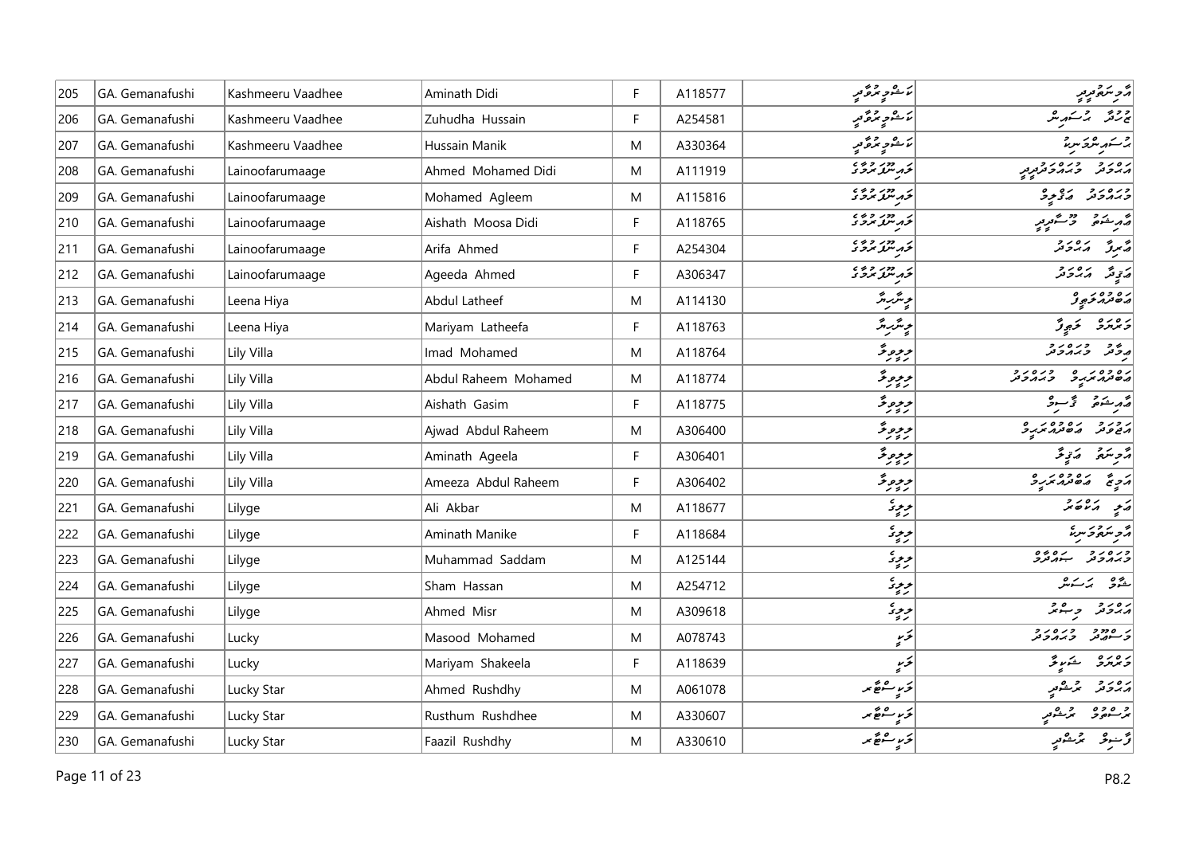| 205 | GA. Gemanafushi | Kashmeeru Vaadhee | Aminath Didi | F | A118577 | ކަޝްމީރުވާދީ | އާމިނަތުދީދީ |
|---|---|---|---|---|---|---|---|
| 206 | GA. Gemanafushi | Kashmeeru Vaadhee | Zuhudha Hussain | F | A254581 | ކަޝްމީރުވާދީ | ޒުހުދާ ހުސައިން |
| 207 | GA. Gemanafushi | Kashmeeru Vaadhee | Hussain Manik | M | A330364 | ކަޝްމީރުވާދީ | ހުސައިންމަނިކު |
| 208 | GA. Gemanafushi | Lainoofarumaage | Ahmed Mohamed Didi | M | A111919 | ލައިނޫފަރުމާގެ | އަހުމަދު މުހައްމަދުދީދީ |
| 209 | GA. Gemanafushi | Lainoofarumaage | Mohamed Agleem | M | A115816 | ލައިނޫފަރުމާގެ | މުހައްމަދު އަގްލީމް |
| 210 | GA. Gemanafushi | Lainoofarumaage | Aishath Moosa Didi | F | A118765 | ލައިނޫފަރުމާގެ | އާއިޝަތު މޫސާދީދީ |
| 211 | GA. Gemanafushi | Lainoofarumaage | Arifa Ahmed | F | A254304 | ލައިނޫފަރުމާގެ | އާރިފާ އަހުމަދު |
| 212 | GA. Gemanafushi | Lainoofarumaage | Ageeda Ahmed | F | A306347 | ލައިނޫފަރުމާގެ | އަޤީދާ އަހުމަދު |
| 213 | GA. Gemanafushi | Leena Hiya | Abdul Latheef | M | A114130 | ލީނާހިޔާ | އަބްދުއްލަޠީފު |
| 214 | GA. Gemanafushi | Leena Hiya | Mariyam Latheefa | F | A118763 | ލީނާހިޔާ | މަރިޔަމް ލަޠީފާ |
| 215 | GA. Gemanafushi | Lily Villa | Imad Mohamed | M | A118764 | ލިލީވިލާ | އިމާދު މުހައްމަދު |
| 216 | GA. Gemanafushi | Lily Villa | Abdul Raheem Mohamed | M | A118774 | ލިލީވިލާ | އަބްދުއްރަޙީމް މުހައްމަދު |
| 217 | GA. Gemanafushi | Lily Villa | Aishath Gasim | F | A118775 | ލިލީވިލާ | އާއިޝަތު ޤާސިމް |
| 218 | GA. Gemanafushi | Lily Villa | Ajwad Abdul Raheem | M | A306400 | ލިލީވިލާ | އަޖުވަދު އަބްދުއްރަޙީމް |
| 219 | GA. Gemanafushi | Lily Villa | Aminath Ageela | F | A306401 | ލިލީވިލާ | އާމިނަތު އަޤީލާ |
| 220 | GA. Gemanafushi | Lily Villa | Ameeza Abdul Raheem | F | A306402 | ލިލީވިލާ | އަމީޒާ އަބްދުއްރަޙީމް |
| 221 | GA. Gemanafushi | Lilyge | Ali Akbar | M | A118677 | ލިލީގެ | އަލީ އަކްބަރު |
| 222 | GA. Gemanafushi | Lilyge | Aminath Manike | F | A118684 | ލިލީގެ | އާމިނަތުމަނިކެ |
| 223 | GA. Gemanafushi | Lilyge | Muhammad Saddam | M | A125144 | ލިލީގެ | މުހައްމަދު ސައްދާމް |
| 224 | GA. Gemanafushi | Lilyge | Sham Hassan | M | A254712 | ލިލީގެ | ޝާމް ހަސަން |
| 225 | GA. Gemanafushi | Lilyge | Ahmed Misr | M | A309618 | ލިލީގެ | އަހުމަދު މިސްރު |
| 226 | GA. Gemanafushi | Lucky | Masood Mohamed | M | A078743 | ލަކީ | މަސްއޫދު މުހައްމަދު |
| 227 | GA. Gemanafushi | Lucky | Mariyam Shakeela | F | A118639 | ލަކީ | މަރިޔަމް ޝަކީލާ |
| 228 | GA. Gemanafushi | Lucky Star | Ahmed Rushdhy | M | A061078 | ލަކީސްޓާރ | އަހުމަދު ރުޝްދީ |
| 229 | GA. Gemanafushi | Lucky Star | Rusthum Rushdhee | M | A330607 | ލަކީސްޓާރ | ރުސްތުމް ރުޝްދީ |
| 230 | GA. Gemanafushi | Lucky Star | Faazil Rushdhy | M | A330610 | ލަކީސްޓާރ | ފާޒިލް ރުޝްދީ |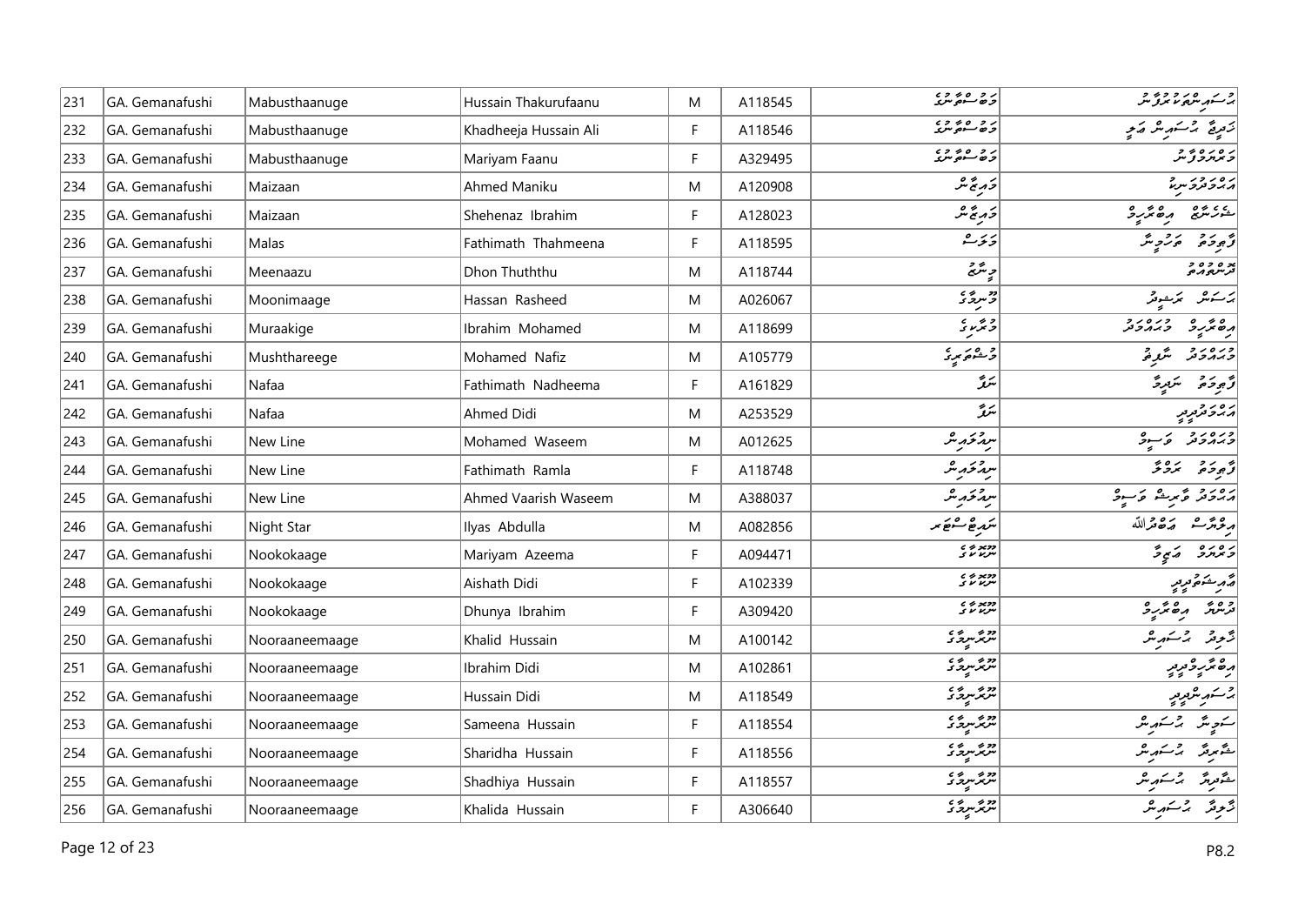| 231 | GA. Gemanafushi | Mabusthaanuge | Hussain Thakurufaanu | M | A118545 | ޤަބުސްތާނުގެ | ޙުސައިން ތަކުރުފާނު |
|---|---|---|---|---|---|---|---|
| 232 | GA. Gemanafushi | Mabusthaanuge | Khadheeja Hussain Ali | F | A118546 | ޤަބުސްތާނުގެ | ޚަދީޖާ ޙުސައިން ޢަލި |
| 233 | GA. Gemanafushi | Mabusthaanuge | Mariyam Faanu | F | A329495 | ޤަބުސްތާނުގެ | މަރިޔަމްފާނު |
| 234 | GA. Gemanafushi | Maizaan | Ahmed Maniku | M | A120908 | މައިޒާން | އަޙްމަދުމަނިކު |
| 235 | GA. Gemanafushi | Maizaan | Shehenaz Ibrahim | F | A128023 | މައިޒާން | ޝެހެނާޒް އިބްރާހީމް |
| 236 | GA. Gemanafushi | Malas | Fathimath Thahmeena | F | A118595 | މަލަސް | ފާތިމަތު ތަހުމީނާ |
| 237 | GA. Gemanafushi | Meenaazu | Dhon Thuththu | M | A118744 | މީނާޒު | ދޮންތުއްތު |
| 238 | GA. Gemanafushi | Moonimaage | Hassan Rasheed | M | A026067 | މޫނިމާގެ | ޙަސަން ރަޝީދު |
| 239 | GA. Gemanafushi | Muraakige | Ibrahim Mohamed | M | A118699 | މުރާކިގެ | އިބްރާހީމް މުޙައްމަދު |
| 240 | GA. Gemanafushi | Mushthareege | Mohamed Nafiz | M | A105779 | މުޝްތަރީގެ | މުޙައްމަދު ނާފިޒު |
| 241 | GA. Gemanafushi | Nafaa | Fathimath Nadheema | F | A161829 | ނަފާ | ފާތިމަތު ނަދީމާ |
| 242 | GA. Gemanafushi | Nafaa | Ahmed Didi | M | A253529 | ނަފާ | އަޙްމަދުދީދީ |
| 243 | GA. Gemanafushi | New Line | Mohamed Waseem | M | A012625 | ނިއުލައިން | މުޙައްމަދު ވަސީމް |
| 244 | GA. Gemanafushi | New Line | Fathimath Ramla | F | A118748 | ނިއުލައިން | ފާތިމަތު ރަމްލާ |
| 245 | GA. Gemanafushi | New Line | Ahmed Vaarish Waseem | M | A388037 | ނިއުލައިން | އަޙްމަދު ވާރިޝް ވަސީމް |
| 246 | GA. Gemanafushi | Night Star | Ilyas Abdulla | M | A082856 | ނައިޓްސްޓާރ | އިލްޔާސް އަބްދުﷲ |
| 247 | GA. Gemanafushi | Nookokaage | Mariyam Azeema | F | A094471 | ނޫކޮކާގެ | މަރިޔަމް އަޒީމާ |
| 248 | GA. Gemanafushi | Nookokaage | Aishath Didi | F | A102339 | ނޫކޮކާގެ | އާއިޝަތުދީދީ |
| 249 | GA. Gemanafushi | Nookokaage | Dhunya Ibrahim | F | A309420 | ނޫކޮކާގެ | ދުންޔާ އިބްރާހީމް |
| 250 | GA. Gemanafushi | Nooraaneemaage | Khalid Hussain | M | A100142 | ނޫރާނީމާގެ | ޚާލިދު ޙުސައިން |
| 251 | GA. Gemanafushi | Nooraaneemaage | Ibrahim Didi | M | A102861 | ނޫރާނީމާގެ | އިބްރާހީމްދީދީ |
| 252 | GA. Gemanafushi | Nooraaneemaage | Hussain Didi | M | A118549 | ނޫރާނީމާގެ | ޙުސައިންދީދީ |
| 253 | GA. Gemanafushi | Nooraaneemaage | Sameena Hussain | F | A118554 | ނޫރާނީމާގެ | ސަމީނާ ޙުސައިން |
| 254 | GA. Gemanafushi | Nooraaneemaage | Sharidha Hussain | F | A118556 | ނޫރާނީމާގެ | ޝާރިދާ ޙުސައިން |
| 255 | GA. Gemanafushi | Nooraaneemaage | Shadhiya Hussain | F | A118557 | ނޫރާނީމާގެ | ޝާދިޔާ ޙުސައިން |
| 256 | GA. Gemanafushi | Nooraaneemaage | Khalida Hussain | F | A306640 | ނޫރާނީމާގެ | ޚާލިދާ ޙުސައިން |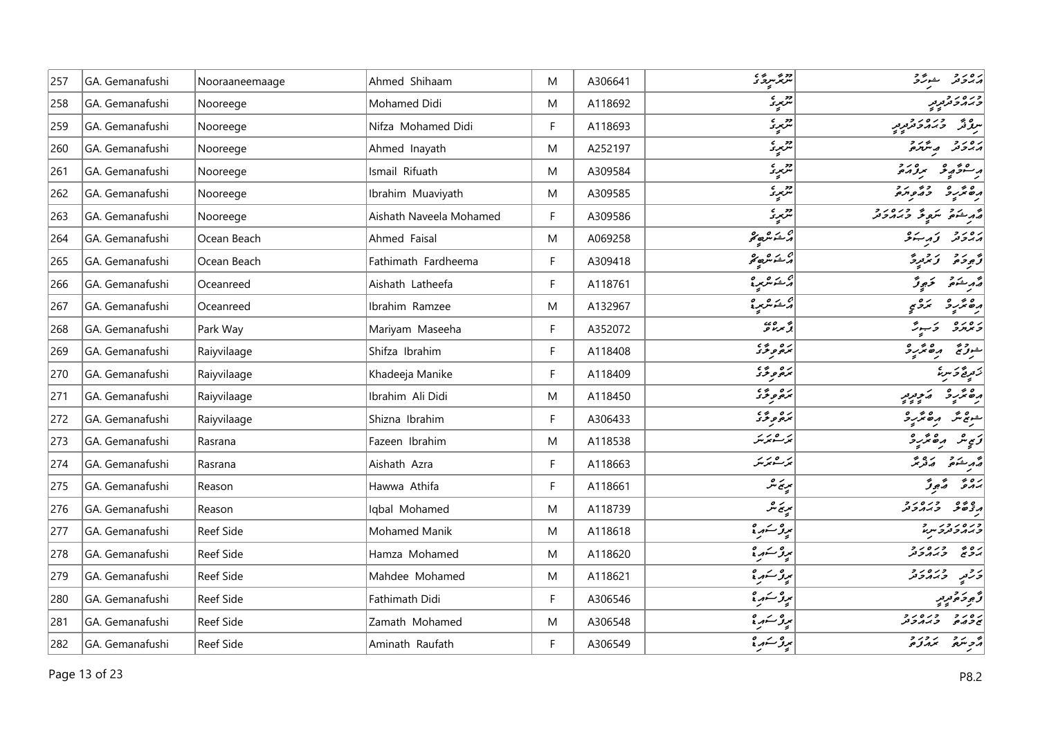| 257 | GA. Gemanafushi | Nooraaneemaage | Ahmed Shihaam | M | A306641 | ނޫރާނީމާގެ | އަހުމަދު ޝިހާމް |
|---|---|---|---|---|---|---|---|
| 258 | GA. Gemanafushi | Nooreege | Mohamed Didi | M | A118692 | ނޫރީގެ | މުހައްމަދުދީދީ |
| 259 | GA. Gemanafushi | Nooreege | Nifza Mohamed Didi | F | A118693 | ނޫރީގެ | ނިފްޒާ މުހައްމަދުދީދީ |
| 260 | GA. Gemanafushi | Nooreege | Ahmed Inayath | M | A252197 | ނޫރީގެ | އަހުމަދު އިނާޔަތު |
| 261 | GA. Gemanafushi | Nooreege | Ismail Rifuath | M | A309584 | ނޫރީގެ | އިސްމާޢީލް ރިފުއަތު |
| 262 | GA. Gemanafushi | Nooreege | Ibrahim Muaviyath | M | A309585 | ނޫރީގެ | އިބްރާހީމް މުޢާވިޔަތު |
| 263 | GA. Gemanafushi | Nooreege | Aishath Naveela Mohamed | F | A309586 | ނޫރީގެ | އާއިޝަތު ނަވީލާ މުހައްމަދު |
| 264 | GA. Gemanafushi | Ocean Beach | Ahmed Faisal | M | A069258 | އޯޝަންބީޗް | އަހުމަދު ފައިސަލް |
| 265 | GA. Gemanafushi | Ocean Beach | Fathimath Fardheema | F | A309418 | އޯޝަންބީޗް | ފާތިމަތު ފަރްދީމާ |
| 266 | GA. Gemanafushi | Oceanreed | Aishath Latheefa | F | A118761 | އޯޝަންރީޑް | އާއިޝަތު ލަތީފާ |
| 267 | GA. Gemanafushi | Oceanreed | Ibrahim Ramzee | M | A132967 | އޯޝަންރީޑް | އިބްރާހީމް ރަމްޒީ |
| 268 | GA. Gemanafushi | Park Way | Mariyam Maseeha | F | A352072 | ޕާކްވޭ | މަރިޔަމް މަސީހާ |
| 269 | GA. Gemanafushi | Raiyvilaage | Shifza Ibrahim | F | A118408 | ރައްވިލާގެ | ޝިފްޒާ އިބްރާހީމް |
| 270 | GA. Gemanafushi | Raiyvilaage | Khadeeja Manike | F | A118409 | ރައްވިލާގެ | ޚަދީޖާމަނިކެ |
| 271 | GA. Gemanafushi | Raiyvilaage | Ibrahim Ali Didi | M | A118450 | ރައްވިލާގެ | އިބްރާހީމް އަލިދީދީ |
| 272 | GA. Gemanafushi | Raiyvilaage | Shizna Ibrahim | F | A306433 | ރައްވިލާގެ | ޝިޒްނާ އިބްރާހީމް |
| 273 | GA. Gemanafushi | Rasrana | Fazeen Ibrahim | M | A118538 | ރަސްރަނަ | ފަޒީން އިބްރާހީމް |
| 274 | GA. Gemanafushi | Rasrana | Aishath Azra | F | A118663 | ރަސްރަނަ | އާއިޝަތު އަޒްރާ |
| 275 | GA. Gemanafushi | Reason | Hawwa Athifa | F | A118661 | ރީޒަން | ހައްވާ އާތިފާ |
| 276 | GA. Gemanafushi | Reason | Iqbal Mohamed | M | A118739 | ރީޒަން | އިޤްބާލް މުހައްމަދު |
| 277 | GA. Gemanafushi | Reef Side | Mohamed Manik | M | A118618 | ރީފްސައިޑް | މުހައްމަދުމަނިކު |
| 278 | GA. Gemanafushi | Reef Side | Hamza Mohamed | M | A118620 | ރީފްސައިޑް | ހަމްޒާ މުހައްމަދު |
| 279 | GA. Gemanafushi | Reef Side | Mahdee Mohamed | M | A118621 | ރީފްސައިޑް | މަހްދީ މުހައްމަދު |
| 280 | GA. Gemanafushi | Reef Side | Fathimath Didi | F | A306546 | ރީފްސައިޑް | ފާތިމަތުދީދީ |
| 281 | GA. Gemanafushi | Reef Side | Zamath Mohamed | M | A306548 | ރީފްސައިޑް | ޒަމްއަތު މުހައްމަދު |
| 282 | GA. Gemanafushi | Reef Side | Aminath Raufath | F | A306549 | ރީފްސައިޑް | އާމިނަތު ރައުފަތު |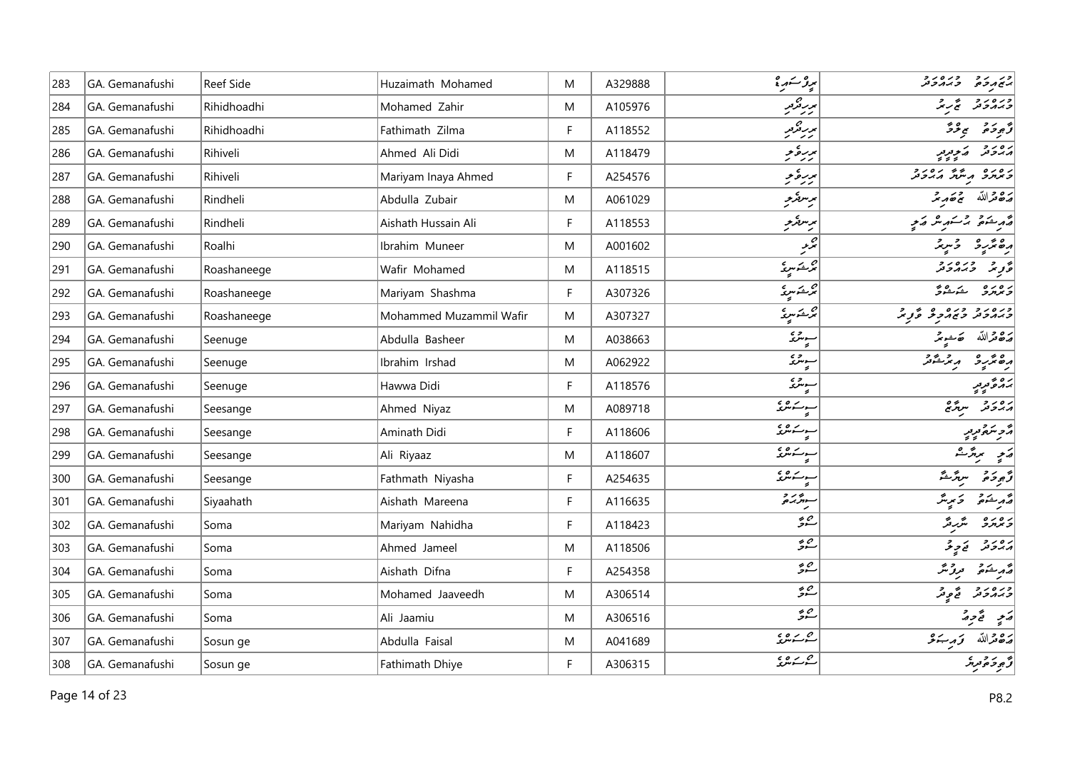| 283 | GA. Gemanafushi | Reef Side | Huzaimath Mohamed | M | A329888 | ބީފް ސައިޑް | ހުޒައިމަތު މުހައްމަދު |
|---|---|---|---|---|---|---|---|
| 284 | GA. Gemanafushi | Rihidhoadhi | Mohamed Zahir | M | A105976 | ރިހިދޯދި | މުހައްމަދު ޒާހިރު |
| 285 | GA. Gemanafushi | Rihidhoadhi | Fathimath Zilma | F | A118552 | ރިހިދޯދި | ފާތިމަތު ޒިލްމާ |
| 286 | GA. Gemanafushi | Rihiveli | Ahmed Ali Didi | M | A118479 | ރިހިވެލި | އަހުމަދު އަލިދީދީ |
| 287 | GA. Gemanafushi | Rihiveli | Mariyam Inaya Ahmed | F | A254576 | ރިހިވެލި | މަރިޔަމް އިނާޔާ އަހުމަދު |
| 288 | GA. Gemanafushi | Rindheli | Abdulla Zubair | M | A061029 | ރިންދެލި | އަބްދުﷲ ޒުބައިރު |
| 289 | GA. Gemanafushi | Rindheli | Aishath Hussain Ali | F | A118553 | ރިންދެލި | އާއިޝަތު ހުސައިން އަލި |
| 290 | GA. Gemanafushi | Roalhi | Ibrahim Muneer | M | A001602 | ރޯޅި | އިބްރާހީމް މުނީރު |
| 291 | GA. Gemanafushi | Roashaneege | Wafir Mohamed | M | A118515 | ރޯޝަނީގެ | ވާފިރު މުހައްމަދު |
| 292 | GA. Gemanafushi | Roashaneege | Mariyam Shashma | F | A307326 | ރޯޝަނީގެ | މަރިޔަމް ޝަޝްމާ |
| 293 | GA. Gemanafushi | Roashaneege | Mohammed Muzammil Wafir | M | A307327 | ރޯޝަނީގެ | މުހައްމަދު މުޒައްމިލް ވާފިރު |
| 294 | GA. Gemanafushi | Seenuge | Abdulla Basheer | M | A038663 | ސީނުގެ | އަބްދުﷲ ބަޝީރު |
| 295 | GA. Gemanafushi | Seenuge | Ibrahim Irshad | M | A062922 | ސީނުގެ | އިބްރާހީމް އިރުޝާދު |
| 296 | GA. Gemanafushi | Seenuge | Hawwa Didi | F | A118576 | ސީނުގެ | ހައްވާދީދީ |
| 297 | GA. Gemanafushi | Seesange | Ahmed Niyaz | M | A089718 | ސީސަންގެ | އަހުމަދު ނިޔާޒު |
| 298 | GA. Gemanafushi | Seesange | Aminath Didi | F | A118606 | ސީސަންގެ | އާމިނަތުދީދީ |
| 299 | GA. Gemanafushi | Seesange | Ali Riyaaz | M | A118607 | ސީސަންގެ | އަލި ރިޔާޒް |
| 300 | GA. Gemanafushi | Seesange | Fathmath Niyasha | F | A254635 | ސީސަންގެ | ފާތިމަތު ނިޔާޝާ |
| 301 | GA. Gemanafushi | Siyaahath | Aishath Mareena | F | A116635 | ސިޔާހަތު | އާއިޝަތު މަރީނާ |
| 302 | GA. Gemanafushi | Soma | Mariyam Nahidha | F | A118423 | ސޯމާ | މަރިޔަމް ނާހިދާ |
| 303 | GA. Gemanafushi | Soma | Ahmed Jameel | M | A118506 | ސޯމާ | އަހުމަދު ޖަމީލް |
| 304 | GA. Gemanafushi | Soma | Aishath Difna | F | A254358 | ސޯމާ | އާއިޝަތު ދިފްނާ |
| 305 | GA. Gemanafushi | Soma | Mohamed Jaaveedh | M | A306514 | ސޯމާ | މުހައްމަދު ޖާވީދު |
| 306 | GA. Gemanafushi | Soma | Ali Jaamiu | M | A306516 | ސޯމާ | އަލި ޖާމިއު |
| 307 | GA. Gemanafushi | Sosun ge | Abdulla Faisal | M | A041689 | ސޯސަންގެ | އަބްދުﷲ ފައިސަލް |
| 308 | GA. Gemanafushi | Sosun ge | Fathimath Dhiye | F | A306315 | ސޯސަންގެ | ފާތިމަތުދިޔެ |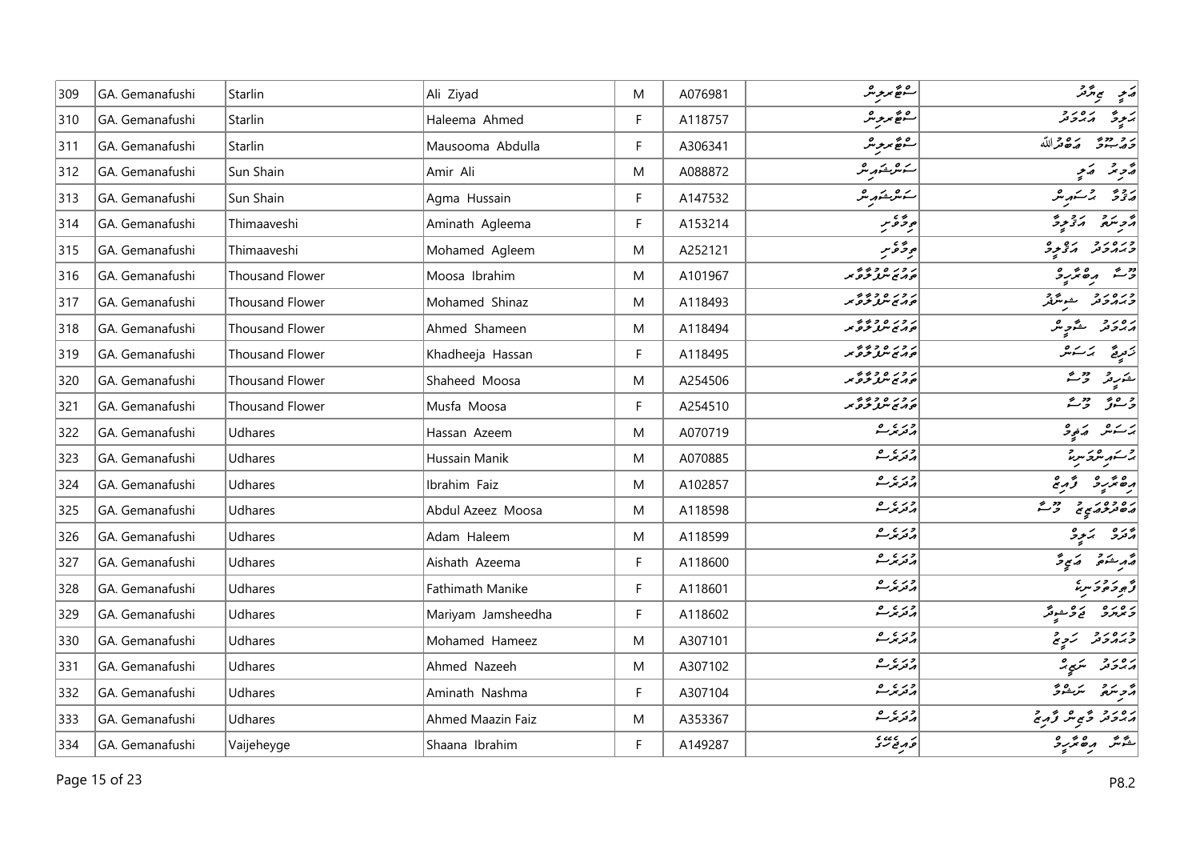| 309 | GA. Gemanafushi | Starlin | Ali Ziyad | M | A076981 | ސްޓާރލިން | ޢަލީ ޒިޔާދު |
|---|---|---|---|---|---|---|---|
| 310 | GA. Gemanafushi | Starlin | Haleema Ahmed | F | A118757 | ސްޓާރލިން | ހަލީމާ އަޙްމަދު |
| 311 | GA. Gemanafushi | Starlin | Mausooma Abdulla | F | A306341 | ސްޓާރލިން | މައުޞޫމާ ޢަބްދުﷲ |
| 312 | GA. Gemanafushi | Sun Shain | Amir Ali | M | A088872 | ސަންޝައިން | އާމިރު ޢަލީ |
| 313 | GA. Gemanafushi | Sun Shain | Agma Hussain | F | A147532 | ސަންޝައިން | އަގުމާ ޙުސައިން |
| 314 | GA. Gemanafushi | Thimaaveshi | Aminath Agleema | F | A153214 | ތިމާވެށި | އާމިނަތު އަގްލީމާ |
| 315 | GA. Gemanafushi | Thimaaveshi | Mohamed Agleem | M | A252121 | ތިމާވެށި | މުޙައްމަދު އަގްލީމް |
| 316 | GA. Gemanafushi | Thousand Flower | Moosa Ibrahim | M | A101967 | ތައުޒަންޑްފްލާވަރ | މޫސާ އިބްރާހީމް |
| 317 | GA. Gemanafushi | Thousand Flower | Mohamed Shinaz | M | A118493 | ތައުޒަންޑްފްލާވަރ | މުޙައްމަދު ޝިނާޒު |
| 318 | GA. Gemanafushi | Thousand Flower | Ahmed Shameen | M | A118494 | ތައުޒަންޑްފްލާވަރ | އަޙްމަދު ޝާމީން |
| 319 | GA. Gemanafushi | Thousand Flower | Khadheeja Hassan | F | A118495 | ތައުޒަންޑްފްލާވަރ | ޚަދީޖާ ޙަސަން |
| 320 | GA. Gemanafushi | Thousand Flower | Shaheed Moosa | M | A254506 | ތައުޒަންޑްފްލާވަރ | ޝަހީދު މޫސާ |
| 321 | GA. Gemanafushi | Thousand Flower | Musfa Moosa | F | A254510 | ތައުޒަންޑްފްލާވަރ | މުސްފާ މޫސާ |
| 322 | GA. Gemanafushi | Udhares | Hassan Azeem | M | A070719 | އުދަރެސް | ޙަސަން އަޒީމް |
| 323 | GA. Gemanafushi | Udhares | Hussain Manik | M | A070885 | އުދަރެސް | ޙުސައިންމަނިކު |
| 324 | GA. Gemanafushi | Udhares | Ibrahim Faiz | M | A102857 | އުދަރެސް | އިބްރާހީމް ފާއިޒު |
| 325 | GA. Gemanafushi | Udhares | Abdul Azeez Moosa | M | A118598 | އުދަރެސް | ޢަބްދުލްޢަޒީޒު މޫސާ |
| 326 | GA. Gemanafushi | Udhares | Adam Haleem | M | A118599 | އުދަރެސް | އާދަމް ހަލީމް |
| 327 | GA. Gemanafushi | Udhares | Aishath Azeema | F | A118600 | އުދަރެސް | އާއިޝަތު އަޒީމާ |
| 328 | GA. Gemanafushi | Udhares | Fathimath Manike | F | A118601 | އުދަރެސް | ފާތިމަތުމަނިކެ |
| 329 | GA. Gemanafushi | Udhares | Mariyam Jamsheedha | F | A118602 | އުދަރެސް | މަރިޔަމް ޖަމްޝީދާ |
| 330 | GA. Gemanafushi | Udhares | Mohamed Hameez | M | A307101 | އުދަރެސް | މުޙައްމަދު ހަމީޒު |
| 331 | GA. Gemanafushi | Udhares | Ahmed Nazeeh | M | A307102 | އުދަރެސް | އަޙްމަދު ނަޒީހު |
| 332 | GA. Gemanafushi | Udhares | Aminath Nashma | F | A307104 | އުދަރެސް | އާމިނަތު ނަޝްމާ |
| 333 | GA. Gemanafushi | Udhares | Ahmed Maazin Faiz | M | A353367 | އުދަރެސް | އަޙްމަދު މާޒިން ފާއިޒު |
| 334 | GA. Gemanafushi | Vaijeheyge | Shaana Ibrahim | F | A149287 | ވައިޖެހޭގެ | ޝާނާ އިބްރާހީމް |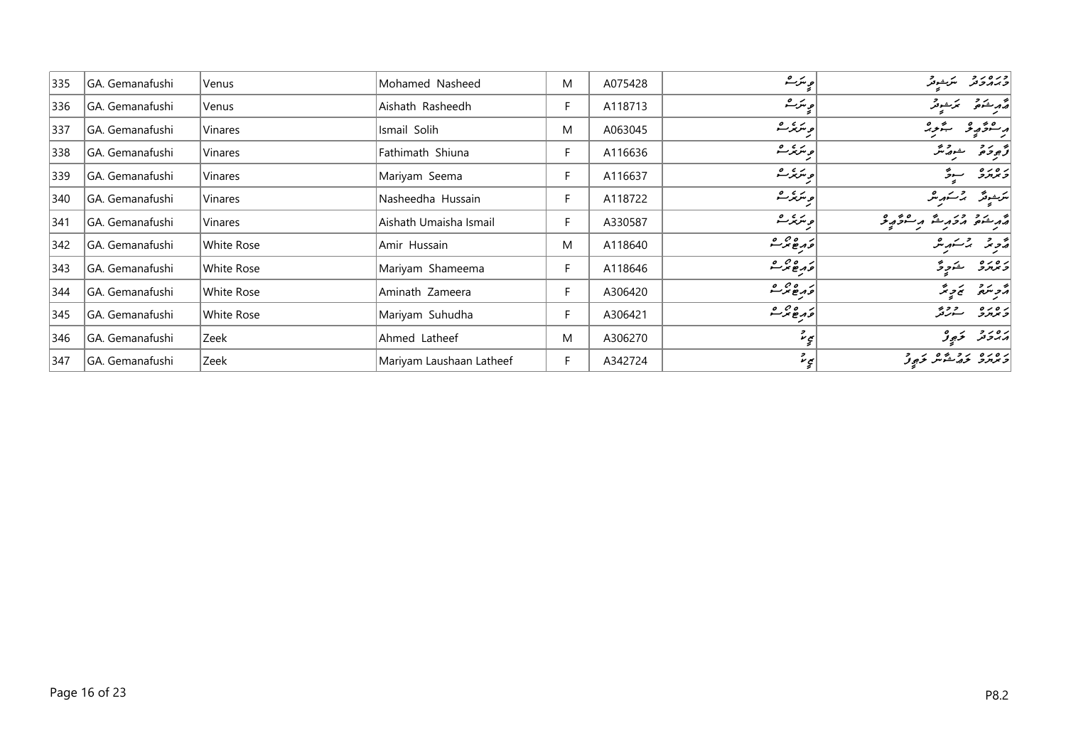| 335 | GA. Gemanafushi | Venus | Mohamed Nasheed | M | A075428 | ވީނަސް | މުހައްމަދު ނަޝީދު |
|---|---|---|---|---|---|---|---|
| 336 | GA. Gemanafushi | Venus | Aishath Rasheedh | F | A118713 | ވީނަސް | އައިޝަތު ރަޝީދު |
| 337 | GA. Gemanafushi | Vinares | Ismail Solih | M | A063045 | ވިނަރެސް | އިސްމާއީލް ޞާލިޙް |
| 338 | GA. Gemanafushi | Vinares | Fathimath Shiuna | F | A116636 | ވިނަރެސް | ފާތިމަތު ޝިއުނާ |
| 339 | GA. Gemanafushi | Vinares | Mariyam Seema | F | A116637 | ވިނަރެސް | މަރިޔަމް ސީމާ |
| 340 | GA. Gemanafushi | Vinares | Nasheedha Hussain | F | A118722 | ވިނަރެސް | ނަޝީދާ ހުސައިން |
| 341 | GA. Gemanafushi | Vinares | Aishath Umaisha Ismail | F | A330587 | ވިނަރެސް | އައިޝަތު އުމައިޝާ އިސްމާއީލް |
| 342 | GA. Gemanafushi | White Rose | Amir Hussain | M | A118640 | ވައިޓްރޯސް | އާމިރު ހުސައިން |
| 343 | GA. Gemanafushi | White Rose | Mariyam Shameema | F | A118646 | ވައިޓްރޯސް | މަރިޔަމް ޝަމީމާ |
| 344 | GA. Gemanafushi | White Rose | Aminath Zameera | F | A306420 | ވައިޓްރޯސް | އާމިނަތު ޒަމީރާ |
| 345 | GA. Gemanafushi | White Rose | Mariyam Suhudha | F | A306421 | ވައިޓްރޯސް | މަރިޔަމް ސުހުދާ |
| 346 | GA. Gemanafushi | Zeek | Ahmed Latheef | M | A306270 | ޒީކް | އަހުމަދު ލަތީފު |
| 347 | GA. Gemanafushi | Zeek | Mariyam Laushaan Latheef | F | A342724 | ޒީކް | މަރިޔަމް ލައުޝާން ލަތީފު |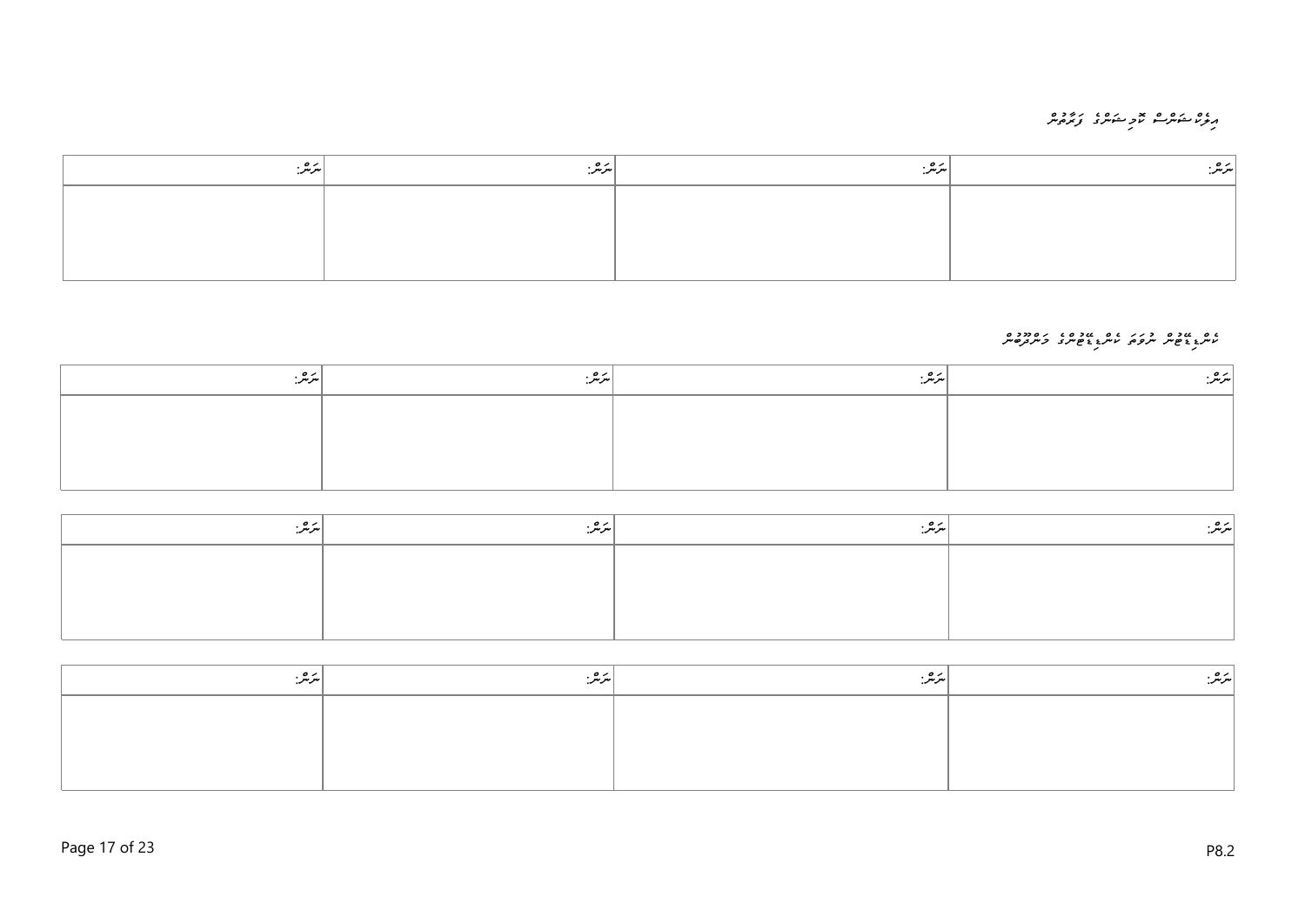## އިވެންޓަންސް ކޮމިޝަންގެ ފަށާއިރު

| ނަންބަރު: | ނަންބަރު: | ނަންބަރު: | ނަންބަރު: |
|---|---|---|---|
| | | | |

## ކަންޑިޑޭޓުން ނުވަތަ ކަންޑިޑޭޓުންގެ މަންދޫބުން

| ނަންބަރު: | ނަންބަރު: | ނަންބަރު: | ނަންބަރު: |
|---|---|---|---|
| | | | |

| ނަންބަރު: | ނަންބަރު: | ނަންބަރު: | ނަންބަރު: |
|---|---|---|---|
| | | | |

| ނަންބަރު: | ނަންބަރު: | ނަންބަރު: | ނަންބަރު: |
|---|---|---|---|
| | | | |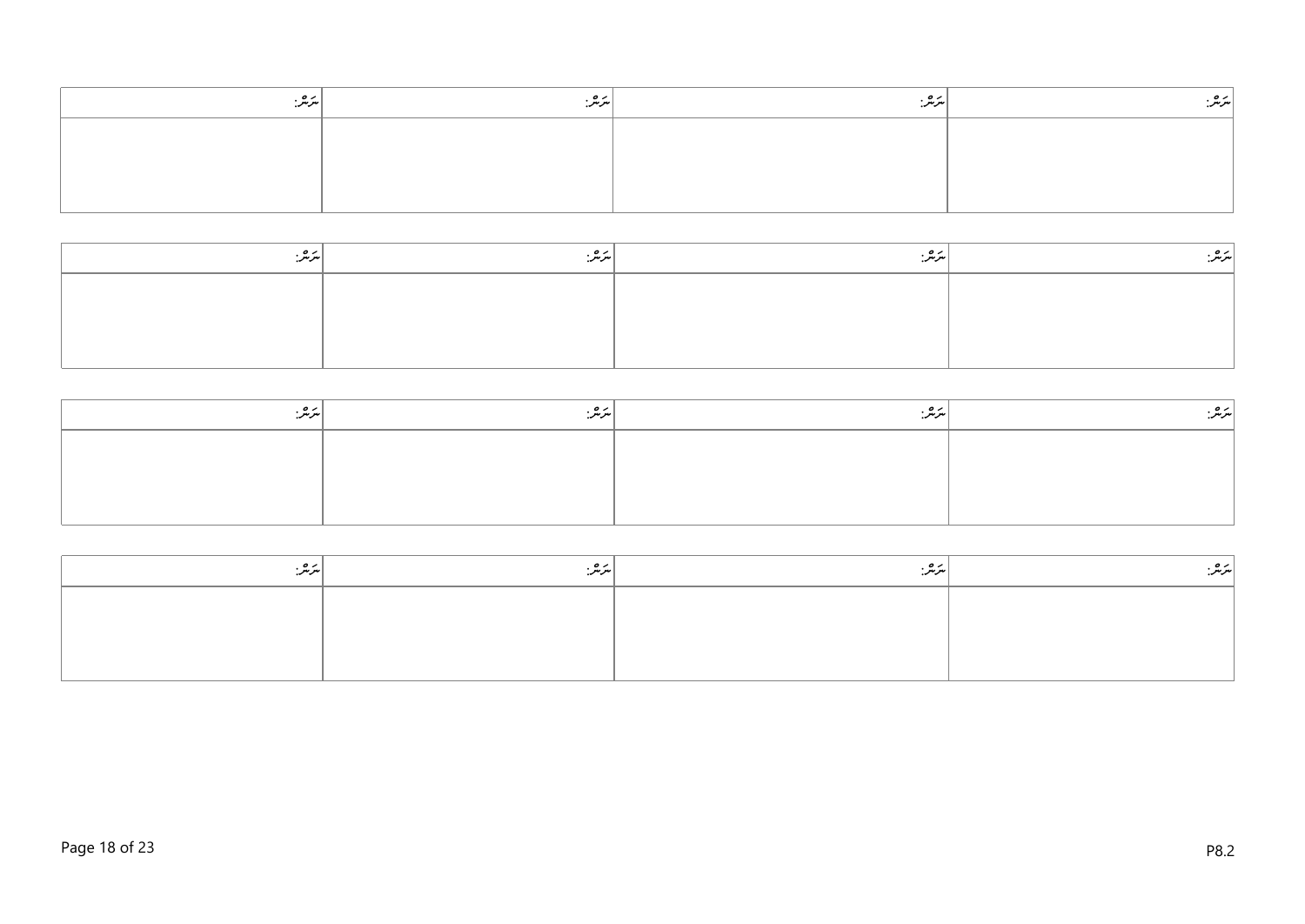| ނަންބަރު: | ނަންބަރު: | ނަންބަރު: | ނަންބަރު: |
|---|---|---|---|
| | | | |

| ނަންބަރު: | ނަންބަރު: | ނަންބަރު: | ނަންބަރު: |
|---|---|---|---|
| | | | |

| ނަންބަރު: | ނަންބަރު: | ނަންބަރު: | ނަންބަރު: |
|---|---|---|---|
| | | | |

| ނަންބަރު: | ނަންބަރު: | ނަންބަރު: | ނަންބަރު: |
|---|---|---|---|
| | | | |

P8.2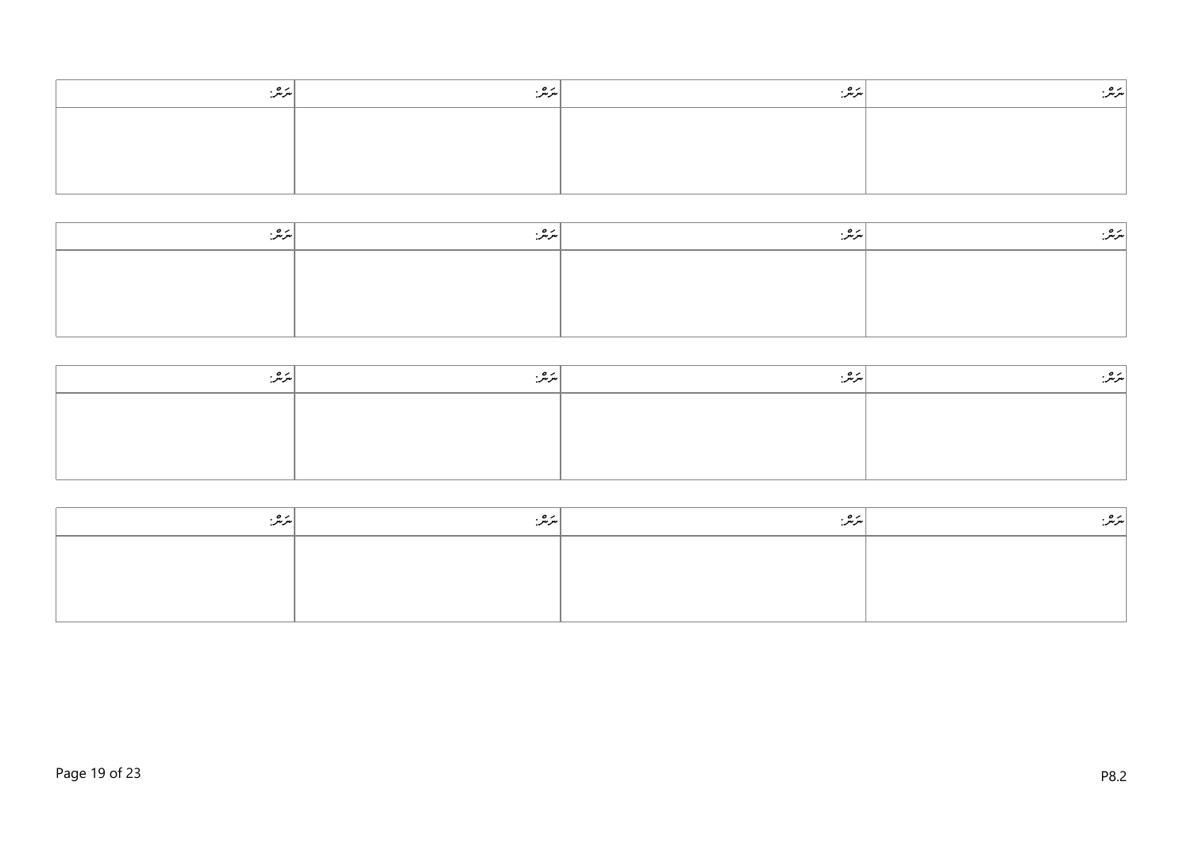| ނަރަދ: | ނަރަދ: | ނަރަދ: | ނަރަދ: |
| --- | --- | --- | --- |
| | | | |

| ނަރަދ: | ނަރަދ: | ނަރަދ: | ނަރަދ: |
| --- | --- | --- | --- |
| | | | |

| ނަރަދ: | ނަރަދ: | ނަރަދ: | ނަރަދ: |
| --- | --- | --- | --- |
| | | | |

| ނަރަދ: | ނަރަދ: | ނަރަދ: | ނަރަދ: |
| --- | --- | --- | --- |
| | | | |

P8.2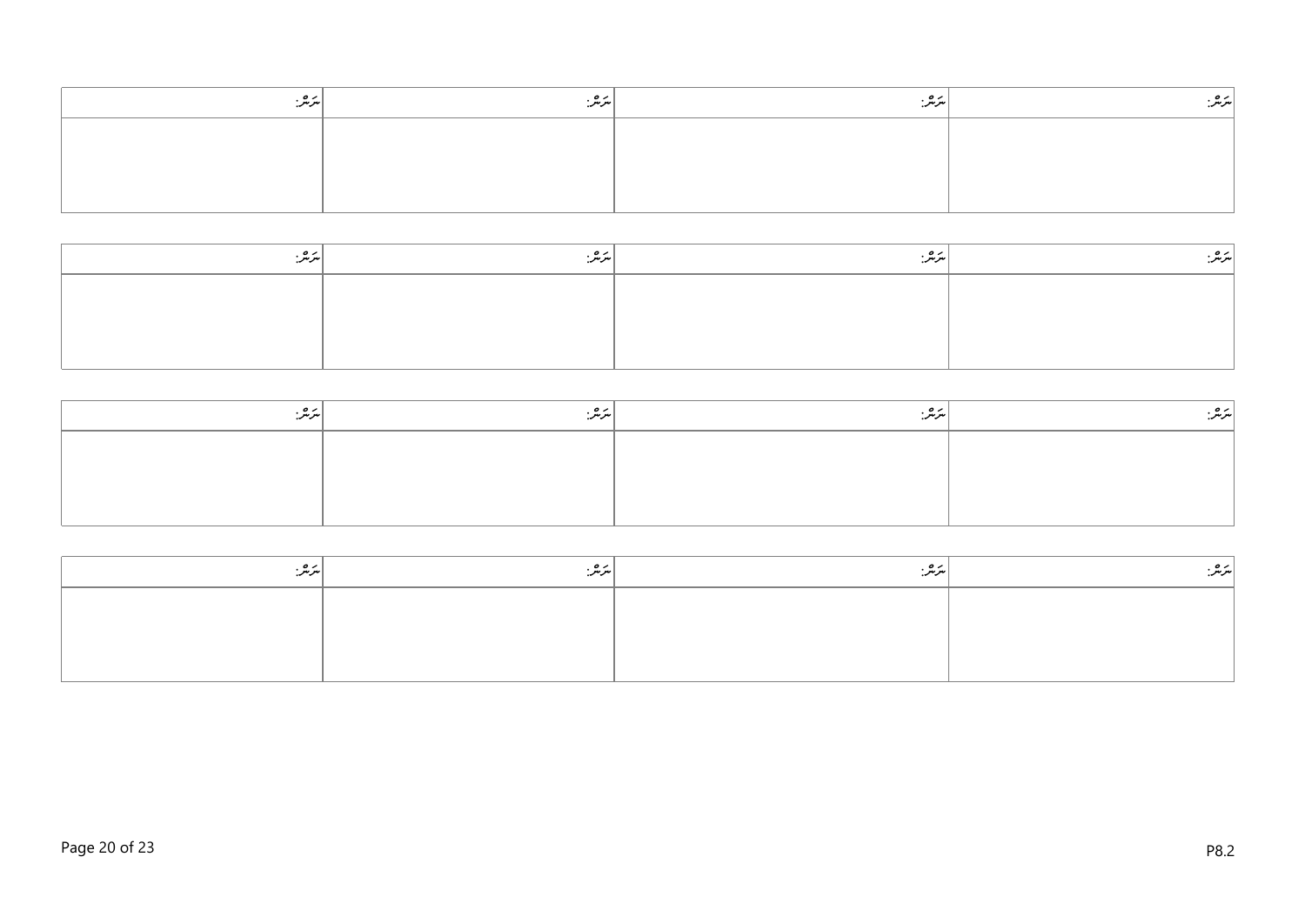| ނަރުދ: | ނަރުދ: | ނަރުދ: | ނަރުދ: |
| --- | --- | --- | --- |
| | | | |

| ނަރުދ: | ނަރުދ: | ނަރުދ: | ނަރުދ: |
| --- | --- | --- | --- |
| | | | |

| ނަރުދ: | ނަރުދ: | ނަރުދ: | ނަރުދ: |
| --- | --- | --- | --- |
| | | | |

| ނަރުދ: | ނަރުދ: | ނަރުދ: | ނަރުދ: |
| --- | --- | --- | --- |
| | | | |

P8.2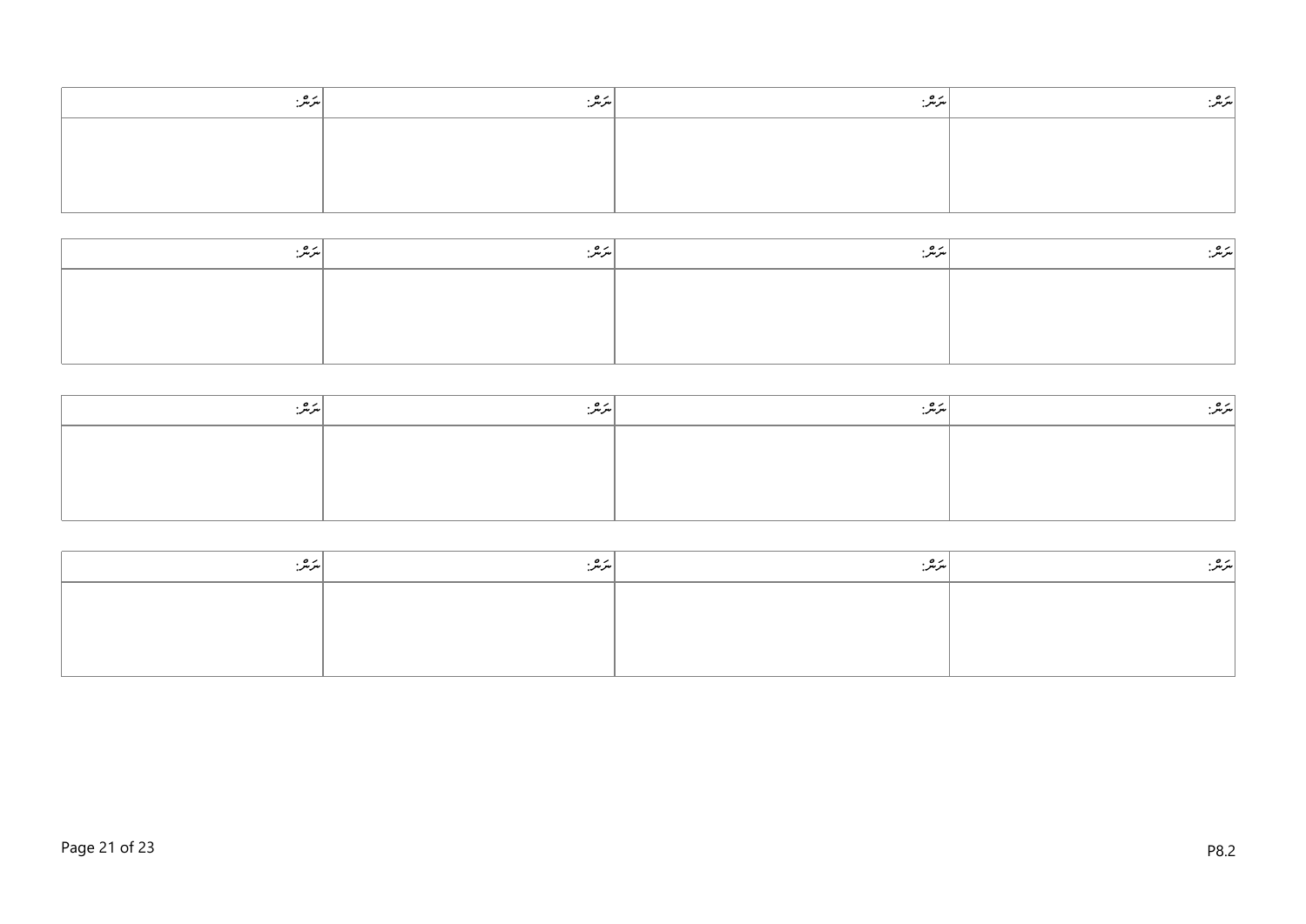| ނަރަ: | ނަރަ: | ނަރަ: | ނަރަ: |
| --- | --- | --- | --- |
| | | | |

| ނަރަ: | ނަރަ: | ނަރަ: | ނަރަ: |
| --- | --- | --- | --- |
| | | | |

| ނަރަ: | ނަރަ: | ނަރަ: | ނަރަ: |
| --- | --- | --- | --- |
| | | | |

| ނަރަ: | ނަރަ: | ނަރަ: | ނަރަ: |
| --- | --- | --- | --- |
| | | | |

P8.2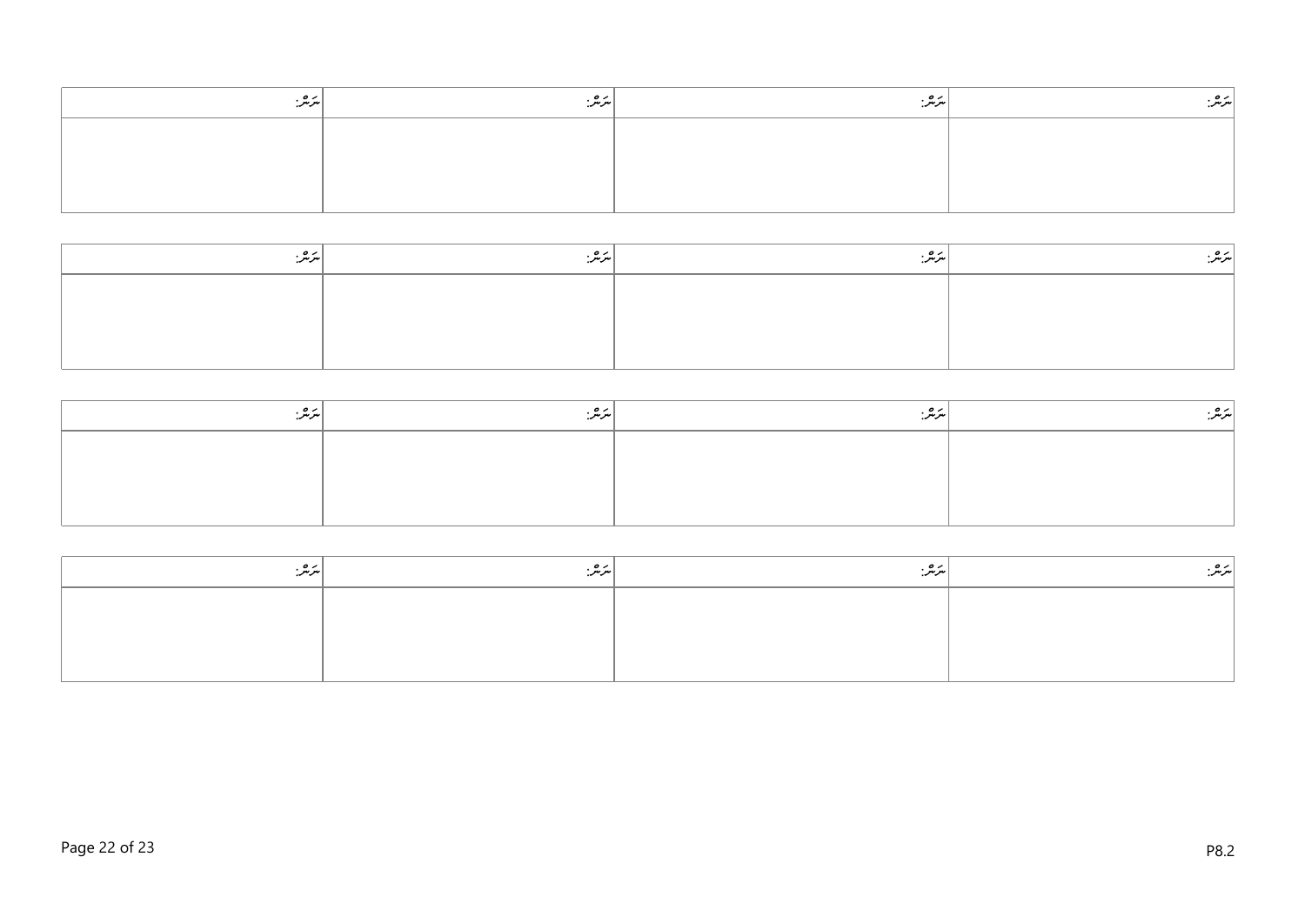| ނަރަށް: | ނަރަށް: | ނަރަށް: | ނަރަށް: |
|---|---|---|---|
| | | | |

| ނަރަށް: | ނަރަށް: | ނަރަށް: | ނަރަށް: |
|---|---|---|---|
| | | | |

| ނަރަށް: | ނަރަށް: | ނަރަށް: | ނަރަށް: |
|---|---|---|---|
| | | | |

| ނަރަށް: | ނަރަށް: | ނަރަށް: | ނަރަށް: |
|---|---|---|---|
| | | | |

P8.2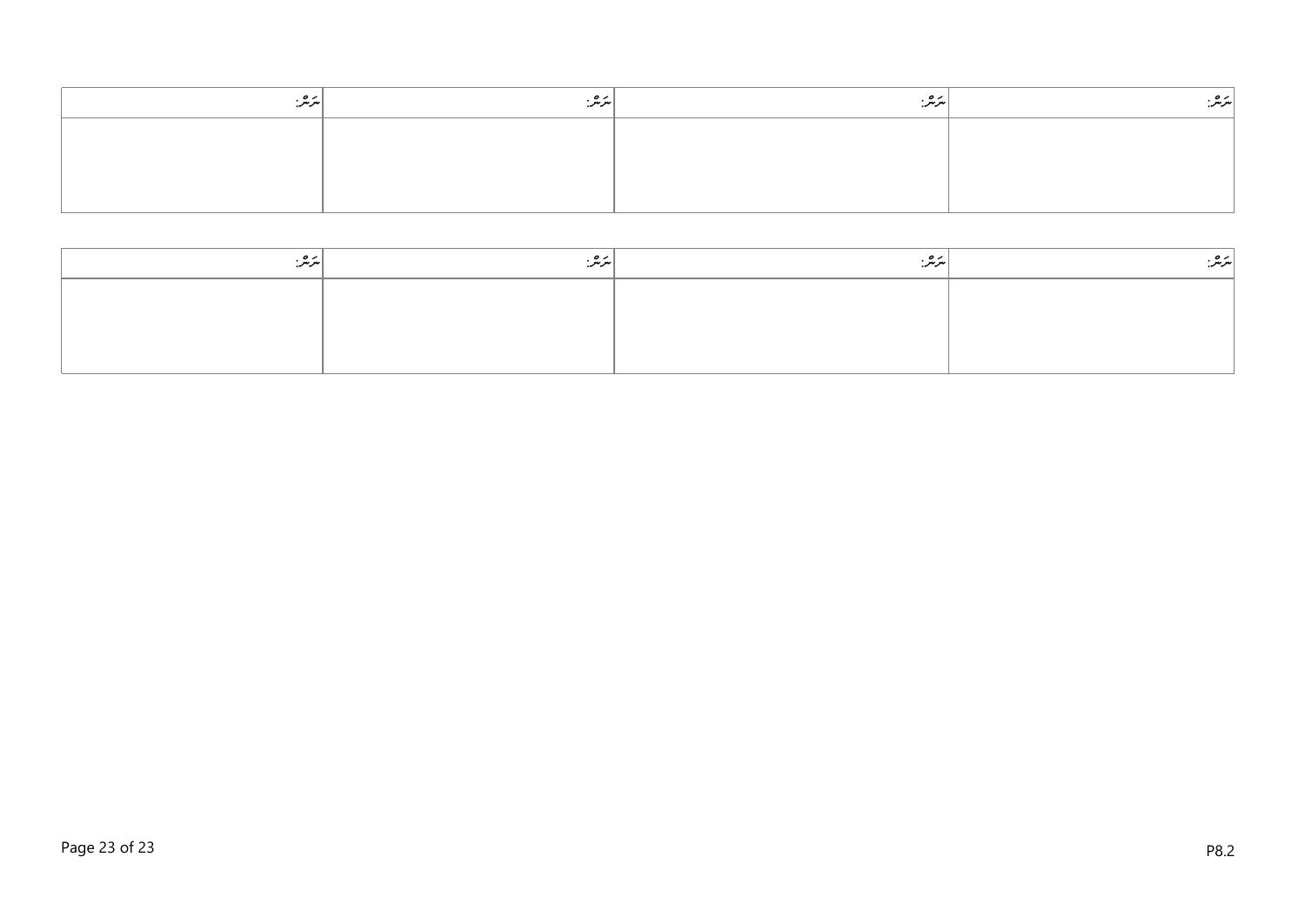| ޝަރުތު: | ޝަރުތު: | ޝަރުތު: | ޝަރުތު: |
| --- | --- | --- | --- |
| | | | |

| ޝަރުތު: | ޝަރުތު: | ޝަރުތު: | ޝަރުތު: |
| --- | --- | --- | --- |
| | | | |

P8.2